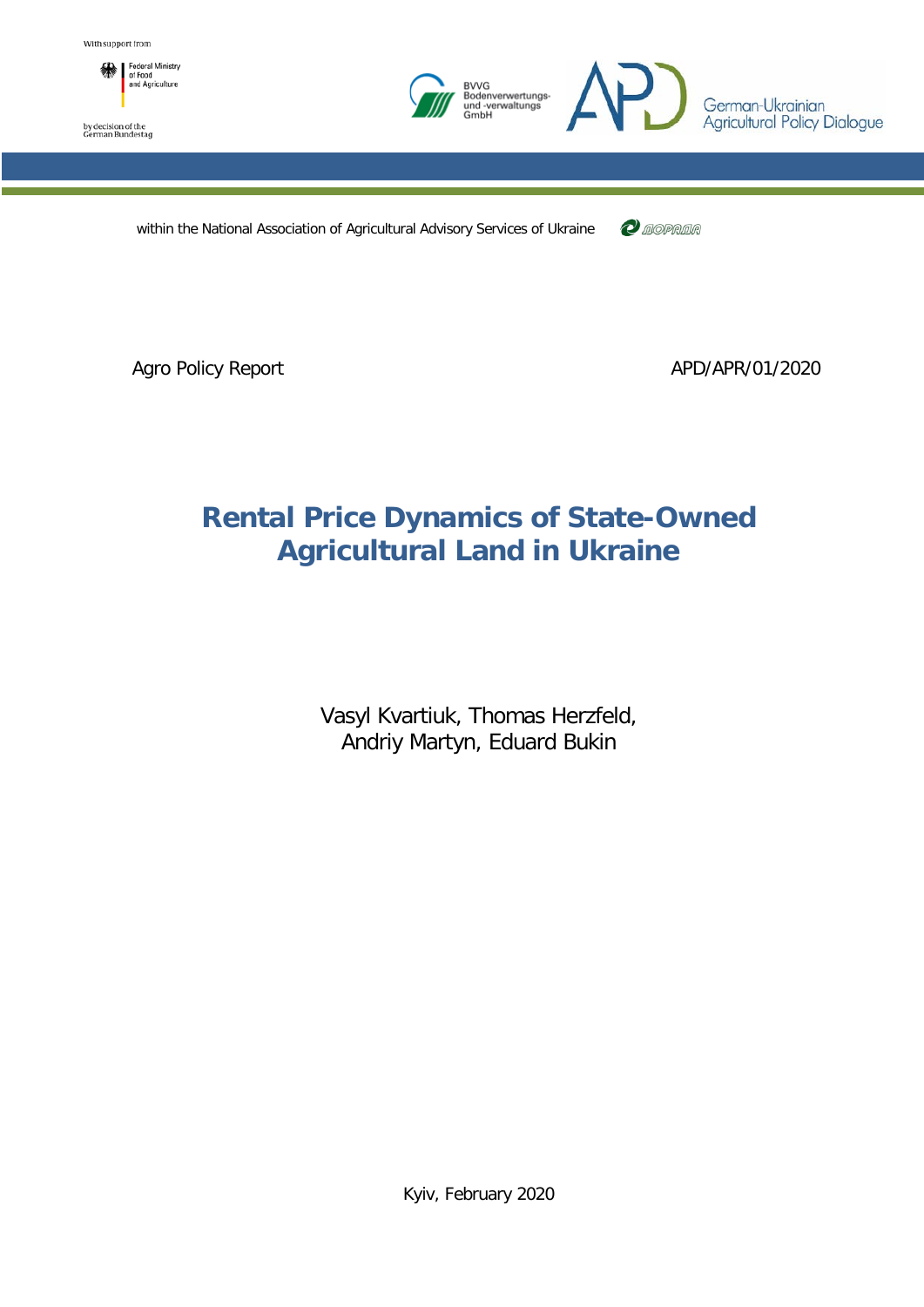With support from

Federal Ministry of Food and Agriculture

by decision of the German Bundestag

BVVG Bodenverwertungs- und -verwaltungs GmbH

APD German-Ukrainian Agricultural Policy Dialogue

within the National Association of Agricultural Advisory Services of Ukraine

Agro Policy Report APD/APR/01/2020

# Rental Price Dynamics of State-Owned Agricultural Land in Ukraine

Vasyl Kvartiuk, Thomas Herzfeld, Andriy Martyn, Eduard Bukin

Kyiv, February 2020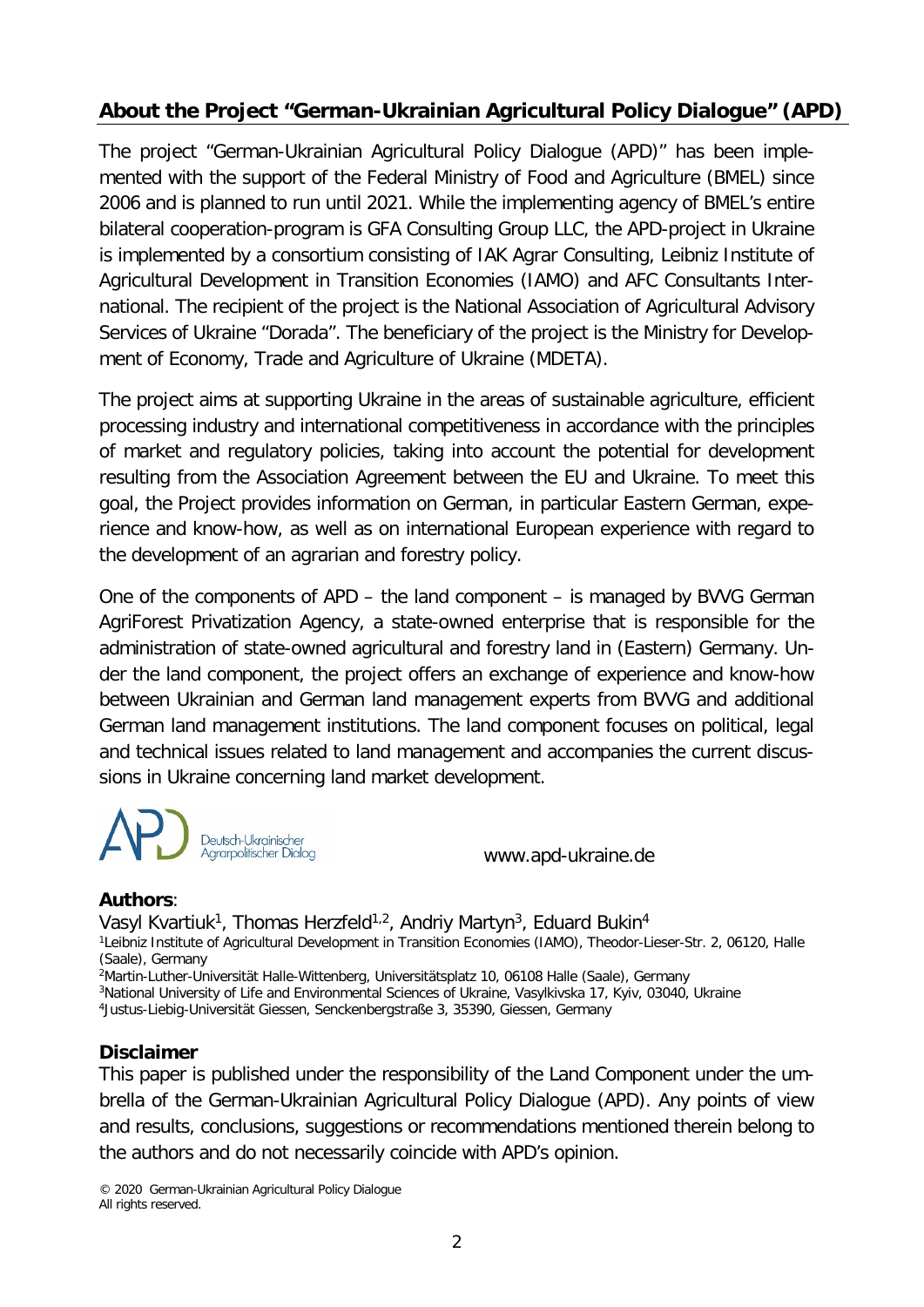## About the Project "German-Ukrainian Agricultural Policy Dialogue" (APD)

The project "German-Ukrainian Agricultural Policy Dialogue (APD)" has been implemented with the support of the Federal Ministry of Food and Agriculture (BMEL) since 2006 and is planned to run until 2021. While the implementing agency of BMEL's entire bilateral cooperation-program is GFA Consulting Group LLC, the APD-project in Ukraine is implemented by a consortium consisting of IAK Agrar Consulting, Leibniz Institute of Agricultural Development in Transition Economies (IAMO) and AFC Consultants International. The recipient of the project is the National Association of Agricultural Advisory Services of Ukraine "Dorada". The beneficiary of the project is the Ministry for Development of Economy, Trade and Agriculture of Ukraine (MDETA).

The project aims at supporting Ukraine in the areas of sustainable agriculture, efficient processing industry and international competitiveness in accordance with the principles of market and regulatory policies, taking into account the potential for development resulting from the Association Agreement between the EU and Ukraine. To meet this goal, the Project provides information on German, in particular Eastern German, experience and know-how, as well as on international European experience with regard to the development of an agrarian and forestry policy.

One of the components of APD – the land component – is managed by BVVG German AgriForest Privatization Agency, a state-owned enterprise that is responsible for the administration of state-owned agricultural and forestry land in (Eastern) Germany. Under the land component, the project offers an exchange of experience and know-how between Ukrainian and German land management experts from BVVG and additional German land management institutions. The land component focuses on political, legal and technical issues related to land management and accompanies the current discussions in Ukraine concerning land market development.

APD Deutsch-Ukrainischer Agrarpolitischer Dialog

www.apd-ukraine.de

**Authors**:

Vasyl Kvartiuk[1], Thomas Herzfeld[1,2], Andriy Martyn[3], Eduard Bukin[4]

[1]Leibniz Institute of Agricultural Development in Transition Economies (IAMO), Theodor-Lieser-Str. 2, 06120, Halle (Saale), Germany

[2]Martin-Luther-Universität Halle-Wittenberg, Universitätsplatz 10, 06108 Halle (Saale), Germany

[3]National University of Life and Environmental Sciences of Ukraine, Vasylkivska 17, Kyiv, 03040, Ukraine

[4]Justus-Liebig-Universität Giessen, Senckenbergstraße 3, 35390, Giessen, Germany

### Disclaimer

This paper is published under the responsibility of the Land Component under the umbrella of the German-Ukrainian Agricultural Policy Dialogue (APD). Any points of view and results, conclusions, suggestions or recommendations mentioned therein belong to the authors and do not necessarily coincide with APD's opinion.

© 2020 German-Ukrainian Agricultural Policy Dialogue
All rights reserved.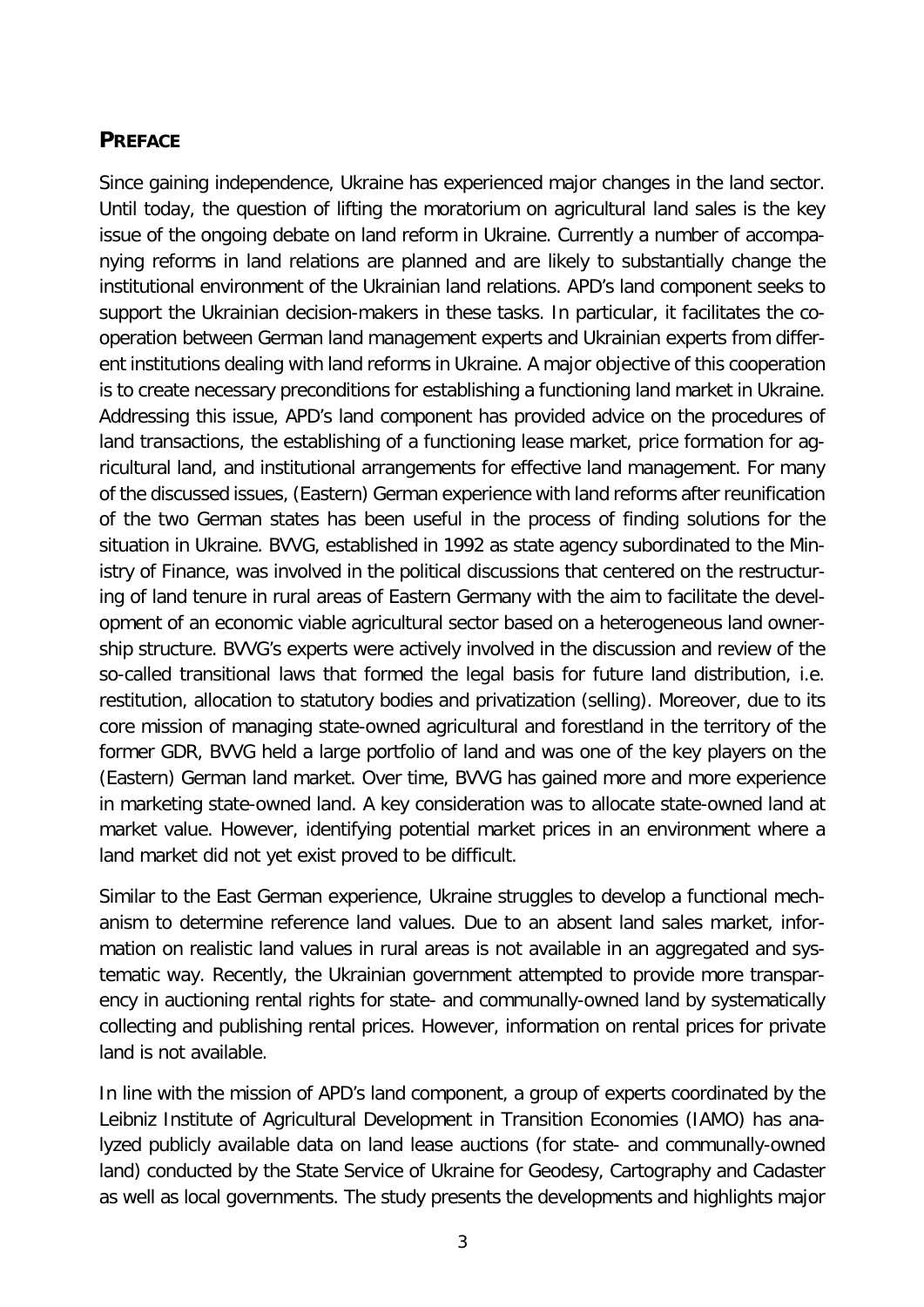## PREFACE

Since gaining independence, Ukraine has experienced major changes in the land sector. Until today, the question of lifting the moratorium on agricultural land sales is the key issue of the ongoing debate on land reform in Ukraine. Currently a number of accompanying reforms in land relations are planned and are likely to substantially change the institutional environment of the Ukrainian land relations. APD's land component seeks to support the Ukrainian decision-makers in these tasks. In particular, it facilitates the cooperation between German land management experts and Ukrainian experts from different institutions dealing with land reforms in Ukraine. A major objective of this cooperation is to create necessary preconditions for establishing a functioning land market in Ukraine. Addressing this issue, APD's land component has provided advice on the procedures of land transactions, the establishing of a functioning lease market, price formation for agricultural land, and institutional arrangements for effective land management. For many of the discussed issues, (Eastern) German experience with land reforms after reunification of the two German states has been useful in the process of finding solutions for the situation in Ukraine. BVVG, established in 1992 as state agency subordinated to the Ministry of Finance, was involved in the political discussions that centered on the restructuring of land tenure in rural areas of Eastern Germany with the aim to facilitate the development of an economic viable agricultural sector based on a heterogeneous land ownership structure. BVVG's experts were actively involved in the discussion and review of the so-called transitional laws that formed the legal basis for future land distribution, i.e. restitution, allocation to statutory bodies and privatization (selling). Moreover, due to its core mission of managing state-owned agricultural and forestland in the territory of the former GDR, BVVG held a large portfolio of land and was one of the key players on the (Eastern) German land market. Over time, BVVG has gained more and more experience in marketing state-owned land. A key consideration was to allocate state-owned land at market value. However, identifying potential market prices in an environment where a land market did not yet exist proved to be difficult.

Similar to the East German experience, Ukraine struggles to develop a functional mechanism to determine reference land values. Due to an absent land sales market, information on realistic land values in rural areas is not available in an aggregated and systematic way. Recently, the Ukrainian government attempted to provide more transparency in auctioning rental rights for state- and communally-owned land by systematically collecting and publishing rental prices. However, information on rental prices for private land is not available.

In line with the mission of APD's land component, a group of experts coordinated by the Leibniz Institute of Agricultural Development in Transition Economies (IAMO) has analyzed publicly available data on land lease auctions (for state- and communally-owned land) conducted by the State Service of Ukraine for Geodesy, Cartography and Cadaster as well as local governments. The study presents the developments and highlights major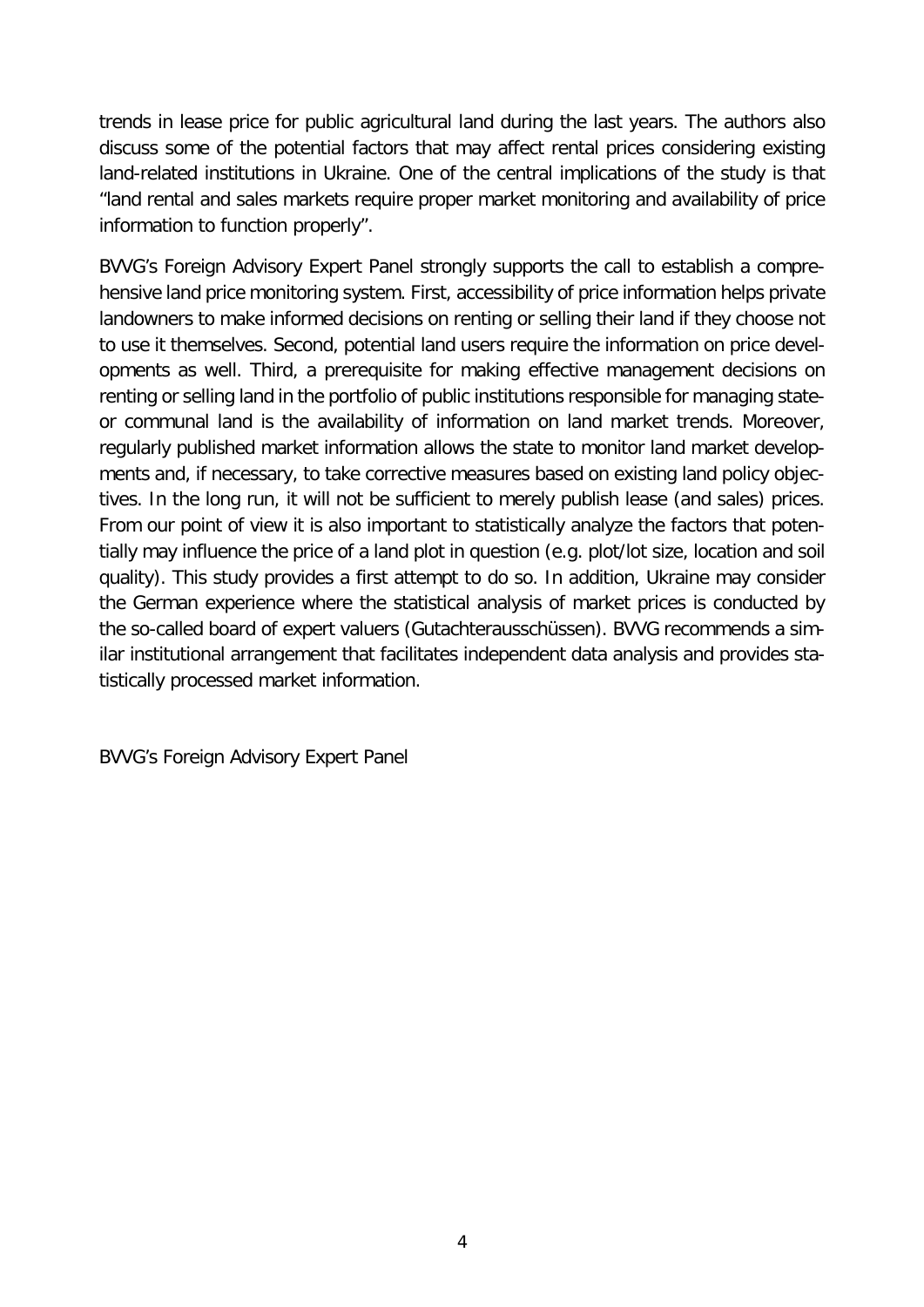trends in lease price for public agricultural land during the last years. The authors also discuss some of the potential factors that may affect rental prices considering existing land-related institutions in Ukraine. One of the central implications of the study is that "land rental and sales markets require proper market monitoring and availability of price information to function properly".

BVVG's Foreign Advisory Expert Panel strongly supports the call to establish a comprehensive land price monitoring system. First, accessibility of price information helps private landowners to make informed decisions on renting or selling their land if they choose not to use it themselves. Second, potential land users require the information on price developments as well. Third, a prerequisite for making effective management decisions on renting or selling land in the portfolio of public institutions responsible for managing state- or communal land is the availability of information on land market trends. Moreover, regularly published market information allows the state to monitor land market developments and, if necessary, to take corrective measures based on existing land policy objectives. In the long run, it will not be sufficient to merely publish lease (and sales) prices. From our point of view it is also important to statistically analyze the factors that potentially may influence the price of a land plot in question (e.g. plot/lot size, location and soil quality). This study provides a first attempt to do so. In addition, Ukraine may consider the German experience where the statistical analysis of market prices is conducted by the so-called board of expert valuers (Gutachterausschüssen). BVVG recommends a similar institutional arrangement that facilitates independent data analysis and provides statistically processed market information.

BVVG's Foreign Advisory Expert Panel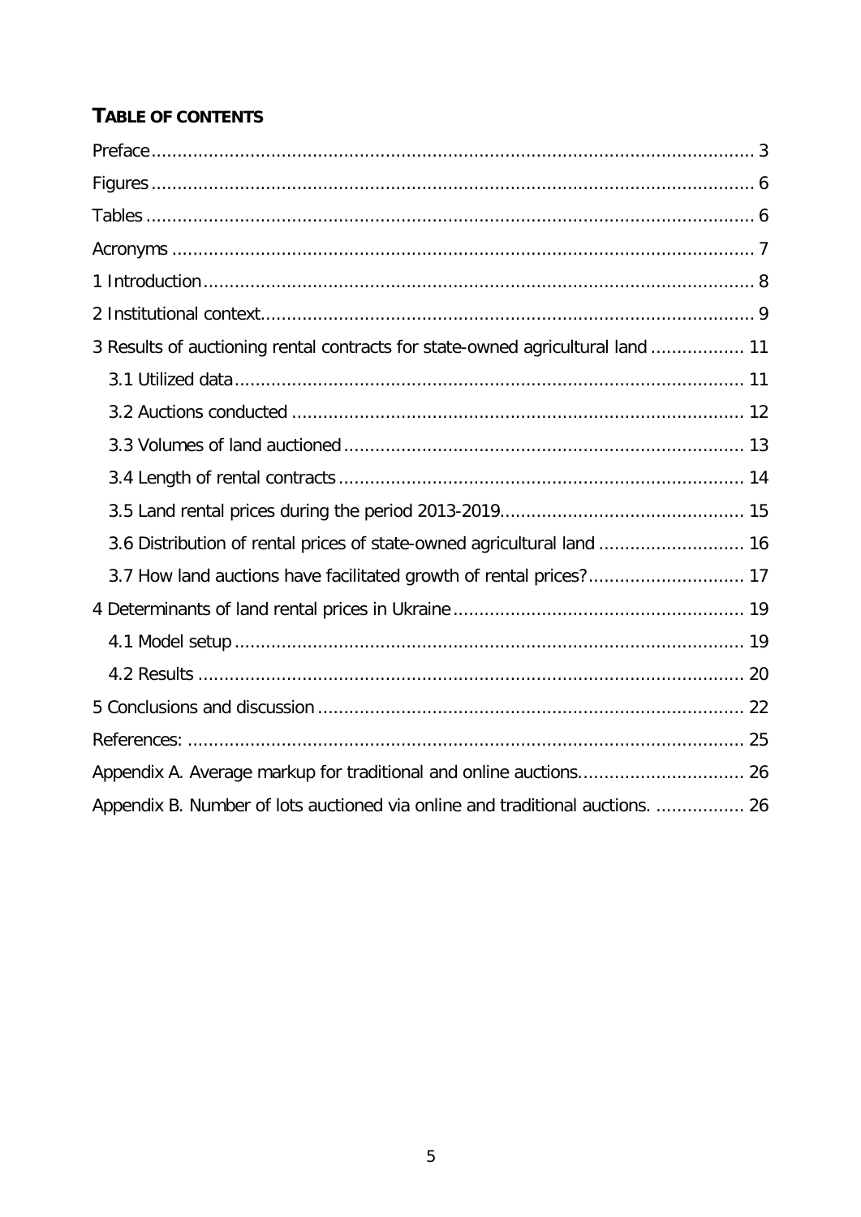## TABLE OF CONTENTS

Preface ........................................................................................................... 3

Figures ........................................................................................................... 6

Tables ........................................................................................................... 6

Acronyms ........................................................................................................... 7

1 Introduction ........................................................................................................... 8

2 Institutional context ........................................................................................................... 9

3 Results of auctioning rental contracts for state-owned agricultural land ................. 11

- 3.1 Utilized data ........................................................................................................... 11
- 3.2 Auctions conducted ........................................................................................................... 12
- 3.3 Volumes of land auctioned ........................................................................................................... 13
- 3.4 Length of rental contracts ........................................................................................................... 14
- 3.5 Land rental prices during the period 2013-2019 ........................................................................................................... 15
- 3.6 Distribution of rental prices of state-owned agricultural land ........................................................................................................... 16
- 3.7 How land auctions have facilitated growth of rental prices? ........................................................................................................... 17

4 Determinants of land rental prices in Ukraine ........................................................................................................... 19

- 4.1 Model setup ........................................................................................................... 19
- 4.2 Results ........................................................................................................... 20

5 Conclusions and discussion ........................................................................................................... 22

References: ........................................................................................................... 25

Appendix A. Average markup for traditional and online auctions ........................................................................................................... 26

Appendix B. Number of lots auctioned via online and traditional auctions. ................. 26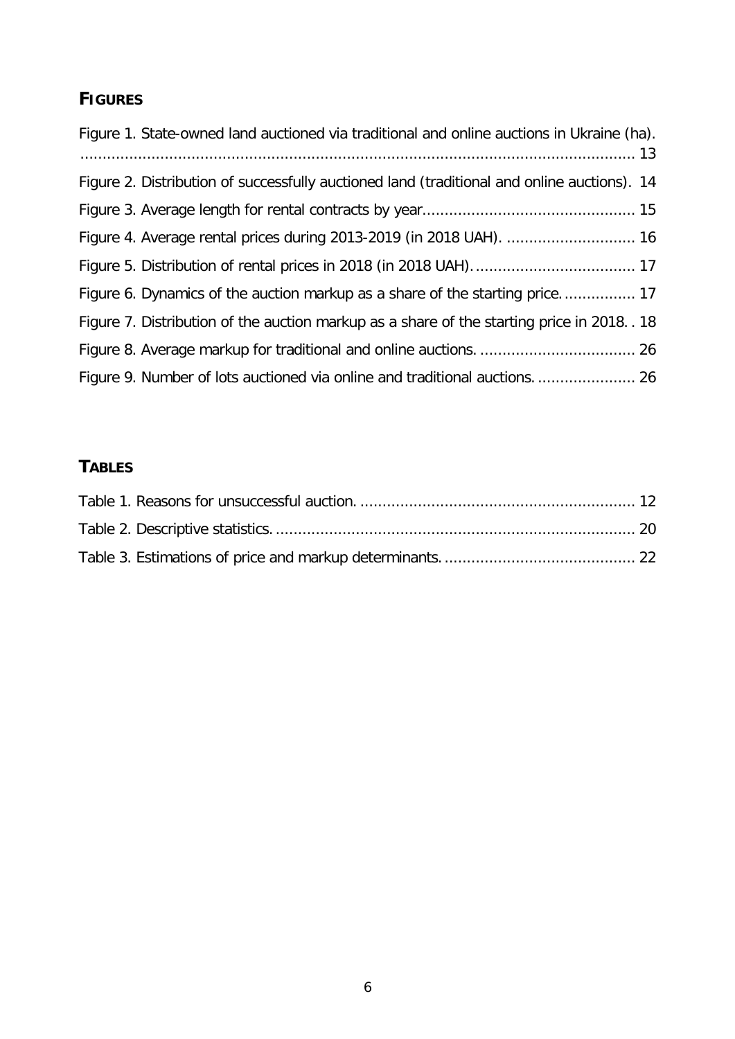## FIGURES

Figure 1. State-owned land auctioned via traditional and online auctions in Ukraine (ha). ............................................................................................................................ 13

Figure 2. Distribution of successfully auctioned land (traditional and online auctions). 14

Figure 3. Average length for rental contracts by year................................................ 15

Figure 4. Average rental prices during 2013-2019 (in 2018 UAH). ............................. 16

Figure 5. Distribution of rental prices in 2018 (in 2018 UAH)..................................... 17

Figure 6. Dynamics of the auction markup as a share of the starting price................. 17

Figure 7. Distribution of the auction markup as a share of the starting price in 2018. . 18

Figure 8. Average markup for traditional and online auctions. ................................... 26

Figure 9. Number of lots auctioned via online and traditional auctions. ...................... 26

## TABLES

Table 1. Reasons for unsuccessful auction. .............................................................. 12

Table 2. Descriptive statistics. ................................................................................ 20

Table 3. Estimations of price and markup determinants. ........................................... 22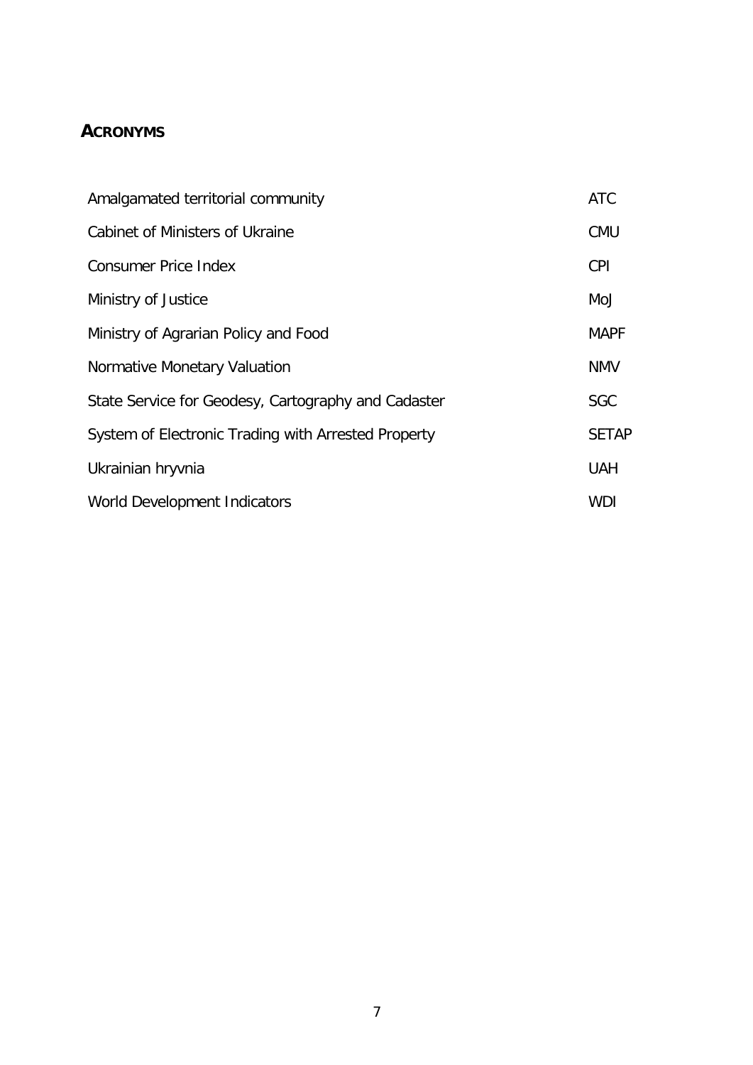## ACRONYMS

| | |
|---|---|
| Amalgamated territorial community | ATC |
| Cabinet of Ministers of Ukraine | CMU |
| Consumer Price Index | CPI |
| Ministry of Justice | MoJ |
| Ministry of Agrarian Policy and Food | MAPF |
| Normative Monetary Valuation | NMV |
| State Service for Geodesy, Cartography and Cadaster | SGC |
| System of Electronic Trading with Arrested Property | SETAP |
| Ukrainian hryvnia | UAH |
| World Development Indicators | WDI |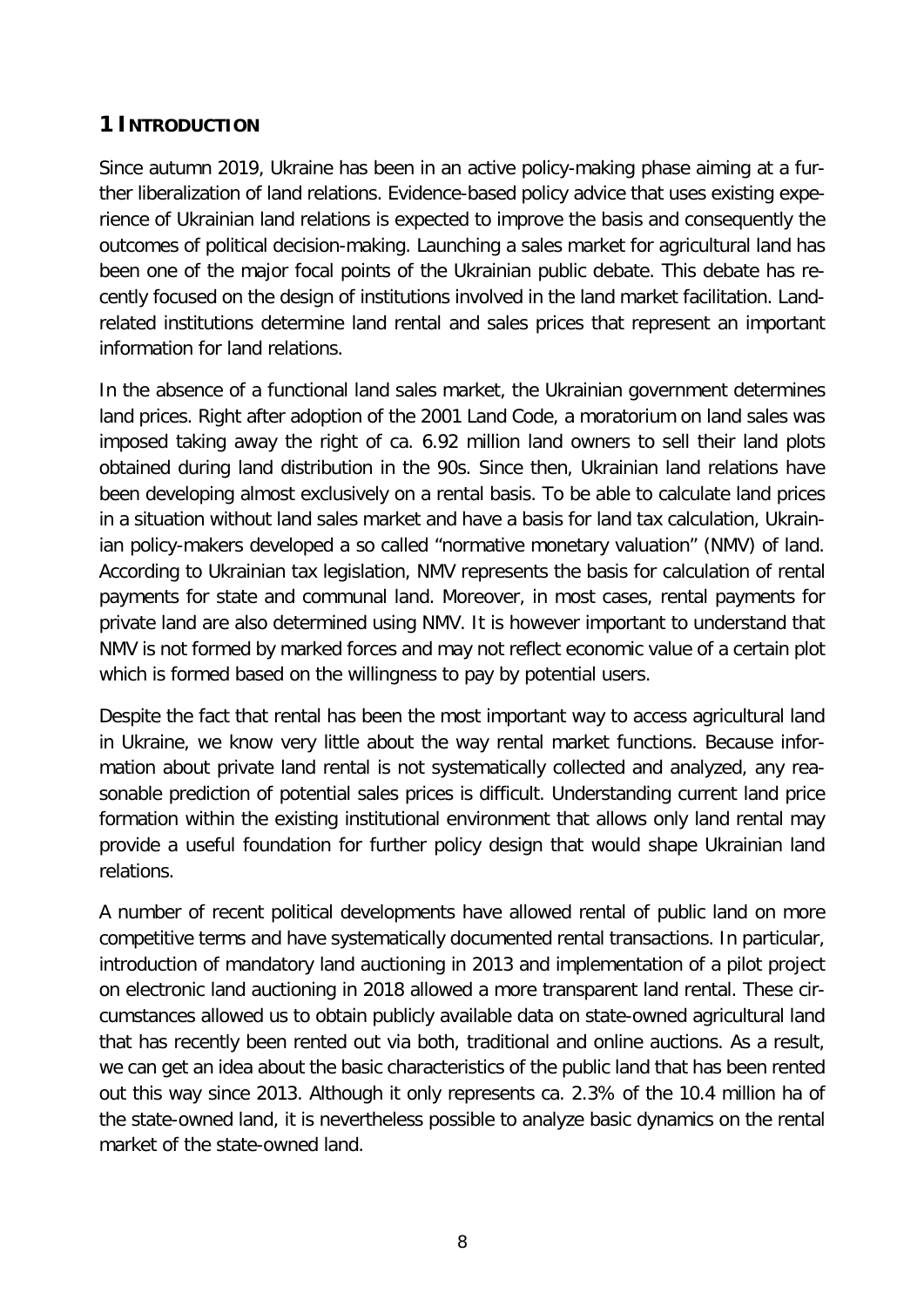# 1 INTRODUCTION

Since autumn 2019, Ukraine has been in an active policy-making phase aiming at a further liberalization of land relations. Evidence-based policy advice that uses existing experience of Ukrainian land relations is expected to improve the basis and consequently the outcomes of political decision-making. Launching a sales market for agricultural land has been one of the major focal points of the Ukrainian public debate. This debate has recently focused on the design of institutions involved in the land market facilitation. Land-related institutions determine land rental and sales prices that represent an important information for land relations.

In the absence of a functional land sales market, the Ukrainian government determines land prices. Right after adoption of the 2001 Land Code, a moratorium on land sales was imposed taking away the right of ca. 6.92 million land owners to sell their land plots obtained during land distribution in the 90s. Since then, Ukrainian land relations have been developing almost exclusively on a rental basis. To be able to calculate land prices in a situation without land sales market and have a basis for land tax calculation, Ukrainian policy-makers developed a so called "normative monetary valuation" (NMV) of land. According to Ukrainian tax legislation, NMV represents the basis for calculation of rental payments for state and communal land. Moreover, in most cases, rental payments for private land are also determined using NMV. It is however important to understand that NMV is not formed by marked forces and may not reflect economic value of a certain plot which is formed based on the willingness to pay by potential users.

Despite the fact that rental has been the most important way to access agricultural land in Ukraine, we know very little about the way rental market functions. Because information about private land rental is not systematically collected and analyzed, any reasonable prediction of potential sales prices is difficult. Understanding current land price formation within the existing institutional environment that allows only land rental may provide a useful foundation for further policy design that would shape Ukrainian land relations.

A number of recent political developments have allowed rental of public land on more competitive terms and have systematically documented rental transactions. In particular, introduction of mandatory land auctioning in 2013 and implementation of a pilot project on electronic land auctioning in 2018 allowed a more transparent land rental. These circumstances allowed us to obtain publicly available data on state-owned agricultural land that has recently been rented out via both, traditional and online auctions. As a result, we can get an idea about the basic characteristics of the public land that has been rented out this way since 2013. Although it only represents ca. 2.3% of the 10.4 million ha of the state-owned land, it is nevertheless possible to analyze basic dynamics on the rental market of the state-owned land.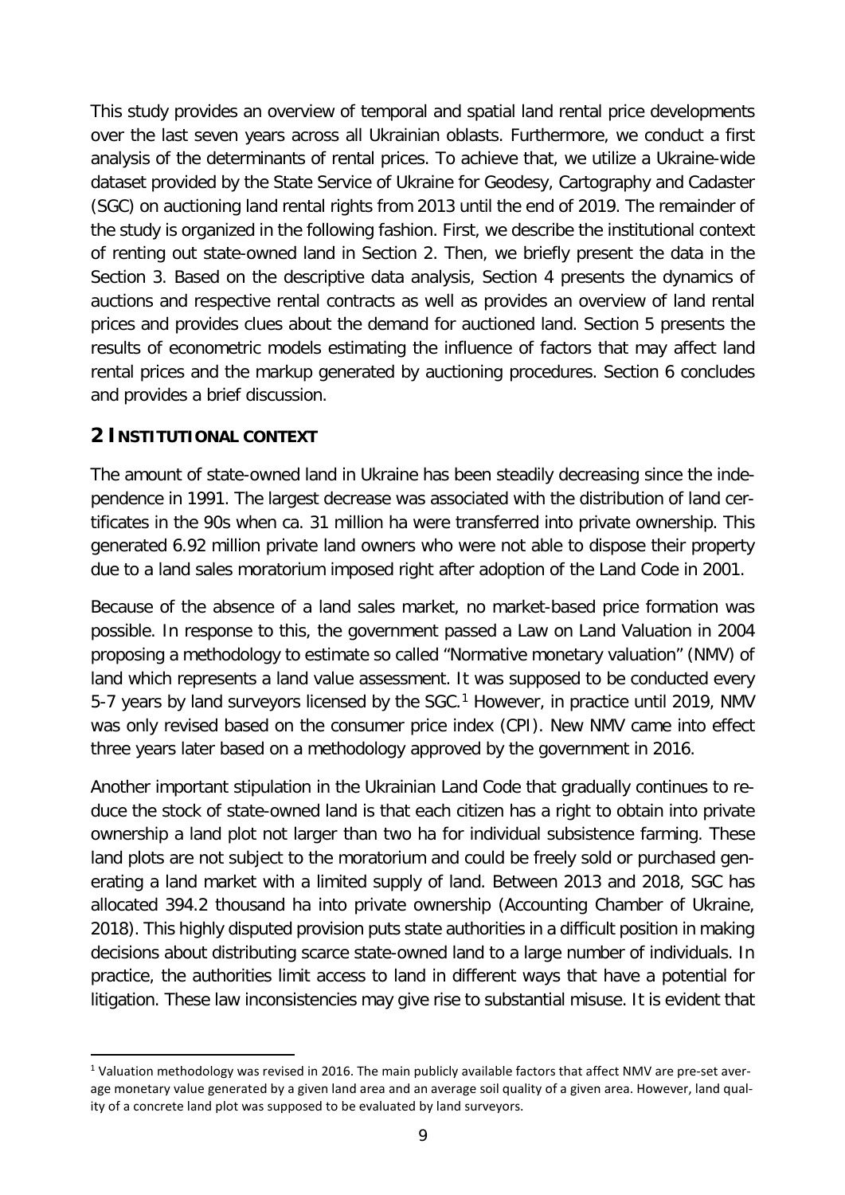This study provides an overview of temporal and spatial land rental price developments over the last seven years across all Ukrainian oblasts. Furthermore, we conduct a first analysis of the determinants of rental prices. To achieve that, we utilize a Ukraine-wide dataset provided by the State Service of Ukraine for Geodesy, Cartography and Cadaster (SGC) on auctioning land rental rights from 2013 until the end of 2019. The remainder of the study is organized in the following fashion. First, we describe the institutional context of renting out state-owned land in Section 2. Then, we briefly present the data in the Section 3. Based on the descriptive data analysis, Section 4 presents the dynamics of auctions and respective rental contracts as well as provides an overview of land rental prices and provides clues about the demand for auctioned land. Section 5 presents the results of econometric models estimating the influence of factors that may affect land rental prices and the markup generated by auctioning procedures. Section 6 concludes and provides a brief discussion.

## 2 INSTITUTIONAL CONTEXT

The amount of state-owned land in Ukraine has been steadily decreasing since the independence in 1991. The largest decrease was associated with the distribution of land certificates in the 90s when ca. 31 million ha were transferred into private ownership. This generated 6.92 million private land owners who were not able to dispose their property due to a land sales moratorium imposed right after adoption of the Land Code in 2001.

Because of the absence of a land sales market, no market-based price formation was possible. In response to this, the government passed a Law on Land Valuation in 2004 proposing a methodology to estimate so called "Normative monetary valuation" (NMV) of land which represents a land value assessment. It was supposed to be conducted every 5-7 years by land surveyors licensed by the SGC.[1] However, in practice until 2019, NMV was only revised based on the consumer price index (CPI). New NMV came into effect three years later based on a methodology approved by the government in 2016.

Another important stipulation in the Ukrainian Land Code that gradually continues to reduce the stock of state-owned land is that each citizen has a right to obtain into private ownership a land plot not larger than two ha for individual subsistence farming. These land plots are not subject to the moratorium and could be freely sold or purchased generating a land market with a limited supply of land. Between 2013 and 2018, SGC has allocated 394.2 thousand ha into private ownership (Accounting Chamber of Ukraine, 2018). This highly disputed provision puts state authorities in a difficult position in making decisions about distributing scarce state-owned land to a large number of individuals. In practice, the authorities limit access to land in different ways that have a potential for litigation. These law inconsistencies may give rise to substantial misuse. It is evident that

[1] Valuation methodology was revised in 2016. The main publicly available factors that affect NMV are pre-set average monetary value generated by a given land area and an average soil quality of a given area. However, land quality of a concrete land plot was supposed to be evaluated by land surveyors.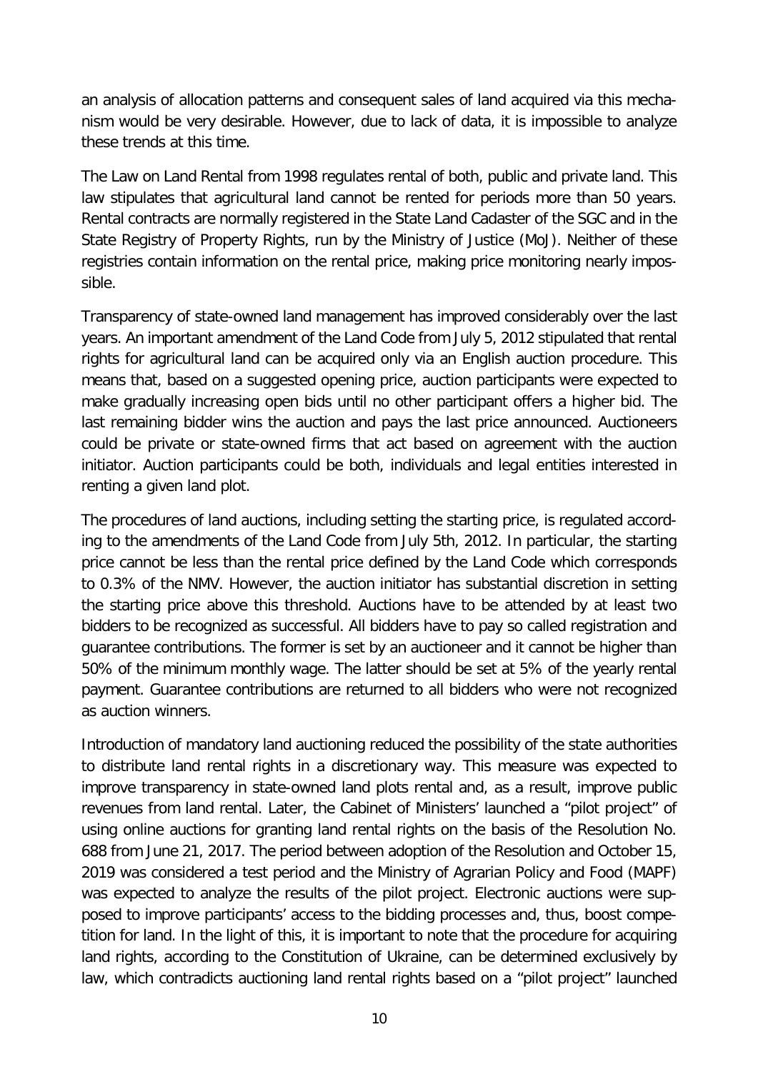an analysis of allocation patterns and consequent sales of land acquired via this mechanism would be very desirable. However, due to lack of data, it is impossible to analyze these trends at this time.

The Law on Land Rental from 1998 regulates rental of both, public and private land. This law stipulates that agricultural land cannot be rented for periods more than 50 years. Rental contracts are normally registered in the State Land Cadaster of the SGC and in the State Registry of Property Rights, run by the Ministry of Justice (MoJ). Neither of these registries contain information on the rental price, making price monitoring nearly impossible.

Transparency of state-owned land management has improved considerably over the last years. An important amendment of the Land Code from July 5, 2012 stipulated that rental rights for agricultural land can be acquired only via an English auction procedure. This means that, based on a suggested opening price, auction participants were expected to make gradually increasing open bids until no other participant offers a higher bid. The last remaining bidder wins the auction and pays the last price announced. Auctioneers could be private or state-owned firms that act based on agreement with the auction initiator. Auction participants could be both, individuals and legal entities interested in renting a given land plot.

The procedures of land auctions, including setting the starting price, is regulated according to the amendments of the Land Code from July 5th, 2012. In particular, the starting price cannot be less than the rental price defined by the Land Code which corresponds to 0.3% of the NMV. However, the auction initiator has substantial discretion in setting the starting price above this threshold. Auctions have to be attended by at least two bidders to be recognized as successful. All bidders have to pay so called registration and guarantee contributions. The former is set by an auctioneer and it cannot be higher than 50% of the minimum monthly wage. The latter should be set at 5% of the yearly rental payment. Guarantee contributions are returned to all bidders who were not recognized as auction winners.

Introduction of mandatory land auctioning reduced the possibility of the state authorities to distribute land rental rights in a discretionary way. This measure was expected to improve transparency in state-owned land plots rental and, as a result, improve public revenues from land rental. Later, the Cabinet of Ministers' launched a "pilot project" of using online auctions for granting land rental rights on the basis of the Resolution No. 688 from June 21, 2017. The period between adoption of the Resolution and October 15, 2019 was considered a test period and the Ministry of Agrarian Policy and Food (MAPF) was expected to analyze the results of the pilot project. Electronic auctions were supposed to improve participants' access to the bidding processes and, thus, boost competition for land. In the light of this, it is important to note that the procedure for acquiring land rights, according to the Constitution of Ukraine, can be determined exclusively by law, which contradicts auctioning land rental rights based on a "pilot project" launched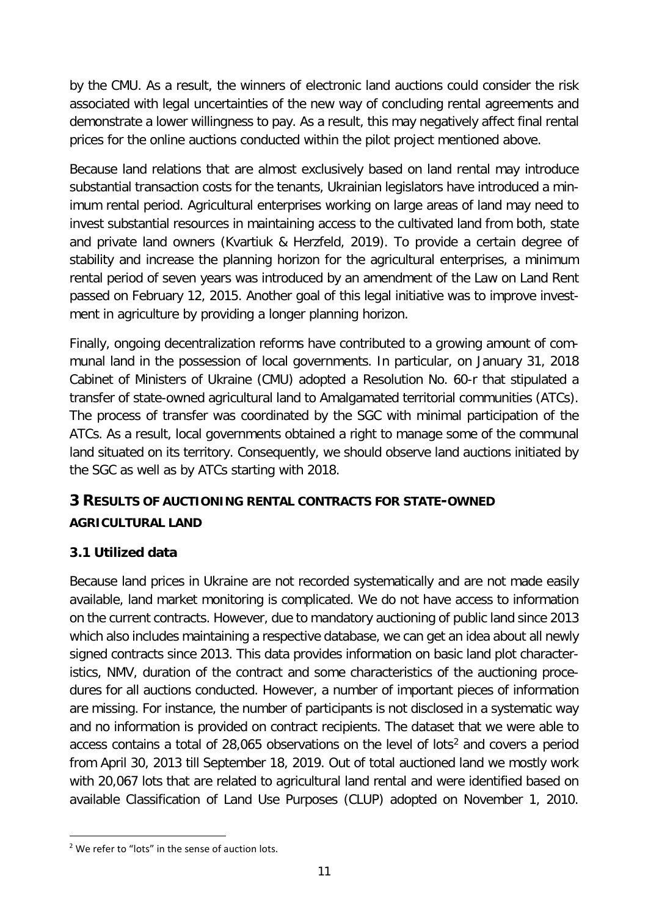by the CMU. As a result, the winners of electronic land auctions could consider the risk associated with legal uncertainties of the new way of concluding rental agreements and demonstrate a lower willingness to pay. As a result, this may negatively affect final rental prices for the online auctions conducted within the pilot project mentioned above.

Because land relations that are almost exclusively based on land rental may introduce substantial transaction costs for the tenants, Ukrainian legislators have introduced a minimum rental period. Agricultural enterprises working on large areas of land may need to invest substantial resources in maintaining access to the cultivated land from both, state and private land owners (Kvartiuk & Herzfeld, 2019). To provide a certain degree of stability and increase the planning horizon for the agricultural enterprises, a minimum rental period of seven years was introduced by an amendment of the Law on Land Rent passed on February 12, 2015. Another goal of this legal initiative was to improve investment in agriculture by providing a longer planning horizon.

Finally, ongoing decentralization reforms have contributed to a growing amount of communal land in the possession of local governments. In particular, on January 31, 2018 Cabinet of Ministers of Ukraine (CMU) adopted a Resolution No. 60-r that stipulated a transfer of state-owned agricultural land to Amalgamated territorial communities (ATCs). The process of transfer was coordinated by the SGC with minimal participation of the ATCs. As a result, local governments obtained a right to manage some of the communal land situated on its territory. Consequently, we should observe land auctions initiated by the SGC as well as by ATCs starting with 2018.

# 3 Results of auctioning rental contracts for state-owned agricultural land

## 3.1 Utilized data

Because land prices in Ukraine are not recorded systematically and are not made easily available, land market monitoring is complicated. We do not have access to information on the current contracts. However, due to mandatory auctioning of public land since 2013 which also includes maintaining a respective database, we can get an idea about all newly signed contracts since 2013. This data provides information on basic land plot characteristics, NMV, duration of the contract and some characteristics of the auctioning procedures for all auctions conducted. However, a number of important pieces of information are missing. For instance, the number of participants is not disclosed in a systematic way and no information is provided on contract recipients. The dataset that we were able to access contains a total of 28,065 observations on the level of lots[2] and covers a period from April 30, 2013 till September 18, 2019. Out of total auctioned land we mostly work with 20,067 lots that are related to agricultural land rental and were identified based on available Classification of Land Use Purposes (CLUP) adopted on November 1, 2010.

[2] We refer to "lots" in the sense of auction lots.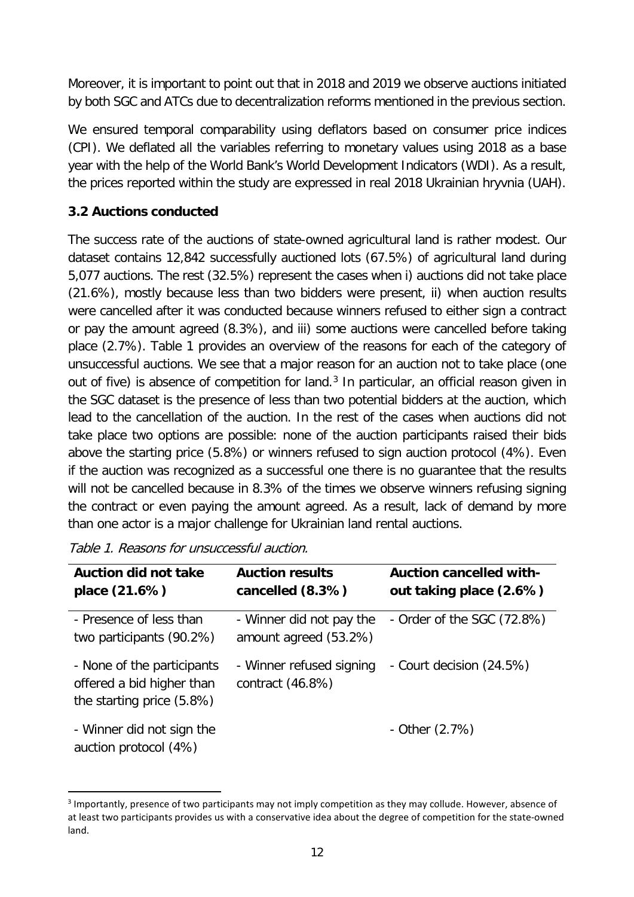Moreover, it is important to point out that in 2018 and 2019 we observe auctions initiated by both SGC and ATCs due to decentralization reforms mentioned in the previous section.

We ensured temporal comparability using deflators based on consumer price indices (CPI). We deflated all the variables referring to monetary values using 2018 as a base year with the help of the World Bank's World Development Indicators (WDI). As a result, the prices reported within the study are expressed in real 2018 Ukrainian hryvnia (UAH).

### 3.2 Auctions conducted

The success rate of the auctions of state-owned agricultural land is rather modest. Our dataset contains 12,842 successfully auctioned lots (67.5%) of agricultural land during 5,077 auctions. The rest (32.5%) represent the cases when i) auctions did not take place (21.6%), mostly because less than two bidders were present, ii) when auction results were cancelled after it was conducted because winners refused to either sign a contract or pay the amount agreed (8.3%), and iii) some auctions were cancelled before taking place (2.7%). Table 1 provides an overview of the reasons for each of the category of unsuccessful auctions. We see that a major reason for an auction not to take place (one out of five) is absence of competition for land.[3] In particular, an official reason given in the SGC dataset is the presence of less than two potential bidders at the auction, which lead to the cancellation of the auction. In the rest of the cases when auctions did not take place two options are possible: none of the auction participants raised their bids above the starting price (5.8%) or winners refused to sign auction protocol (4%). Even if the auction was recognized as a successful one there is no guarantee that the results will not be cancelled because in 8.3% of the times we observe winners refusing signing the contract or even paying the amount agreed. As a result, lack of demand by more than one actor is a major challenge for Ukrainian land rental auctions.

*Table 1. Reasons for unsuccessful auction.*

| **Auction did not take place (21.6%)** | **Auction results cancelled (8.3%)** | **Auction cancelled without taking place (2.6%)** |
|---|---|---|
| - Presence of less than two participants (90.2%) | - Winner did not pay the amount agreed (53.2%) | - Order of the SGC (72.8%) |
| - None of the participants offered a bid higher than the starting price (5.8%) | - Winner refused signing contract (46.8%) | - Court decision (24.5%) |
| - Winner did not sign the auction protocol (4%) | | - Other (2.7%) |

[3] Importantly, presence of two participants may not imply competition as they may collude. However, absence of at least two participants provides us with a conservative idea about the degree of competition for the state-owned land.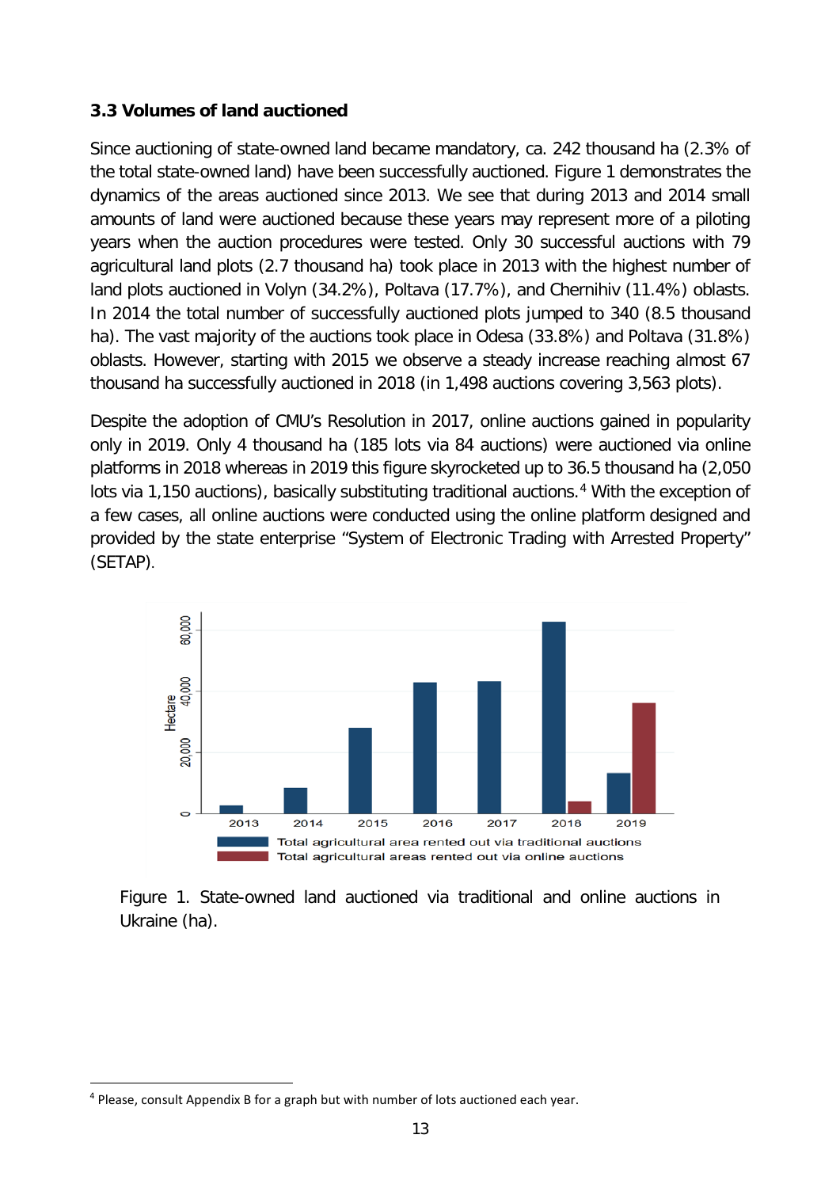### 3.3 Volumes of land auctioned

Since auctioning of state-owned land became mandatory, ca. 242 thousand ha (2.3% of the total state-owned land) have been successfully auctioned. Figure 1 demonstrates the dynamics of the areas auctioned since 2013. We see that during 2013 and 2014 small amounts of land were auctioned because these years may represent more of a piloting years when the auction procedures were tested. Only 30 successful auctions with 79 agricultural land plots (2.7 thousand ha) took place in 2013 with the highest number of land plots auctioned in Volyn (34.2%), Poltava (17.7%), and Chernihiv (11.4%) oblasts. In 2014 the total number of successfully auctioned plots jumped to 340 (8.5 thousand ha). The vast majority of the auctions took place in Odesa (33.8%) and Poltava (31.8%) oblasts. However, starting with 2015 we observe a steady increase reaching almost 67 thousand ha successfully auctioned in 2018 (in 1,498 auctions covering 3,563 plots).

Despite the adoption of CMU's Resolution in 2017, online auctions gained in popularity only in 2019. Only 4 thousand ha (185 lots via 84 auctions) were auctioned via online platforms in 2018 whereas in 2019 this figure skyrocketed up to 36.5 thousand ha (2,050 lots via 1,150 auctions), basically substituting traditional auctions.[4] With the exception of a few cases, all online auctions were conducted using the online platform designed and provided by the state enterprise "System of Electronic Trading with Arrested Property" (SETAP).

Figure 1. State-owned land auctioned via traditional and online auctions in Ukraine (ha).

[4] Please, consult Appendix B for a graph but with number of lots auctioned each year.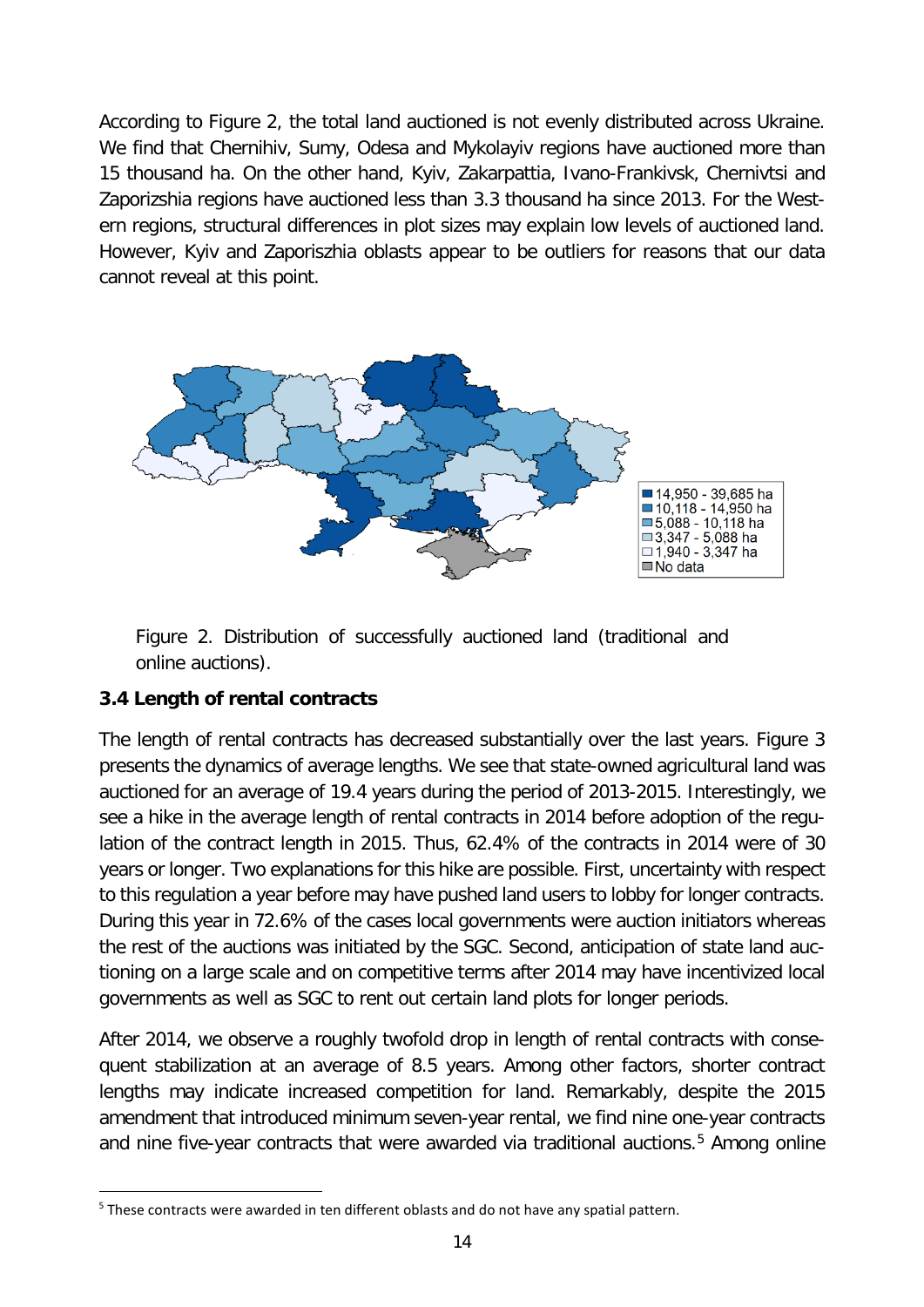According to Figure 2, the total land auctioned is not evenly distributed across Ukraine. We find that Chernihiv, Sumy, Odesa and Mykolayiv regions have auctioned more than 15 thousand ha. On the other hand, Kyiv, Zakarpattia, Ivano-Frankivsk, Chernivtsi and Zaporizshia regions have auctioned less than 3.3 thousand ha since 2013. For the Western regions, structural differences in plot sizes may explain low levels of auctioned land. However, Kyiv and Zaporiszhia oblasts appear to be outliers for reasons that our data cannot reveal at this point.

Figure 2. Distribution of successfully auctioned land (traditional and online auctions).

### 3.4 Length of rental contracts

The length of rental contracts has decreased substantially over the last years. Figure 3 presents the dynamics of average lengths. We see that state-owned agricultural land was auctioned for an average of 19.4 years during the period of 2013-2015. Interestingly, we see a hike in the average length of rental contracts in 2014 before adoption of the regulation of the contract length in 2015. Thus, 62.4% of the contracts in 2014 were of 30 years or longer. Two explanations for this hike are possible. First, uncertainty with respect to this regulation a year before may have pushed land users to lobby for longer contracts. During this year in 72.6% of the cases local governments were auction initiators whereas the rest of the auctions was initiated by the SGC. Second, anticipation of state land auctioning on a large scale and on competitive terms after 2014 may have incentivized local governments as well as SGC to rent out certain land plots for longer periods.

After 2014, we observe a roughly twofold drop in length of rental contracts with consequent stabilization at an average of 8.5 years. Among other factors, shorter contract lengths may indicate increased competition for land. Remarkably, despite the 2015 amendment that introduced minimum seven-year rental, we find nine one-year contracts and nine five-year contracts that were awarded via traditional auctions.[5] Among online

[5] These contracts were awarded in ten different oblasts and do not have any spatial pattern.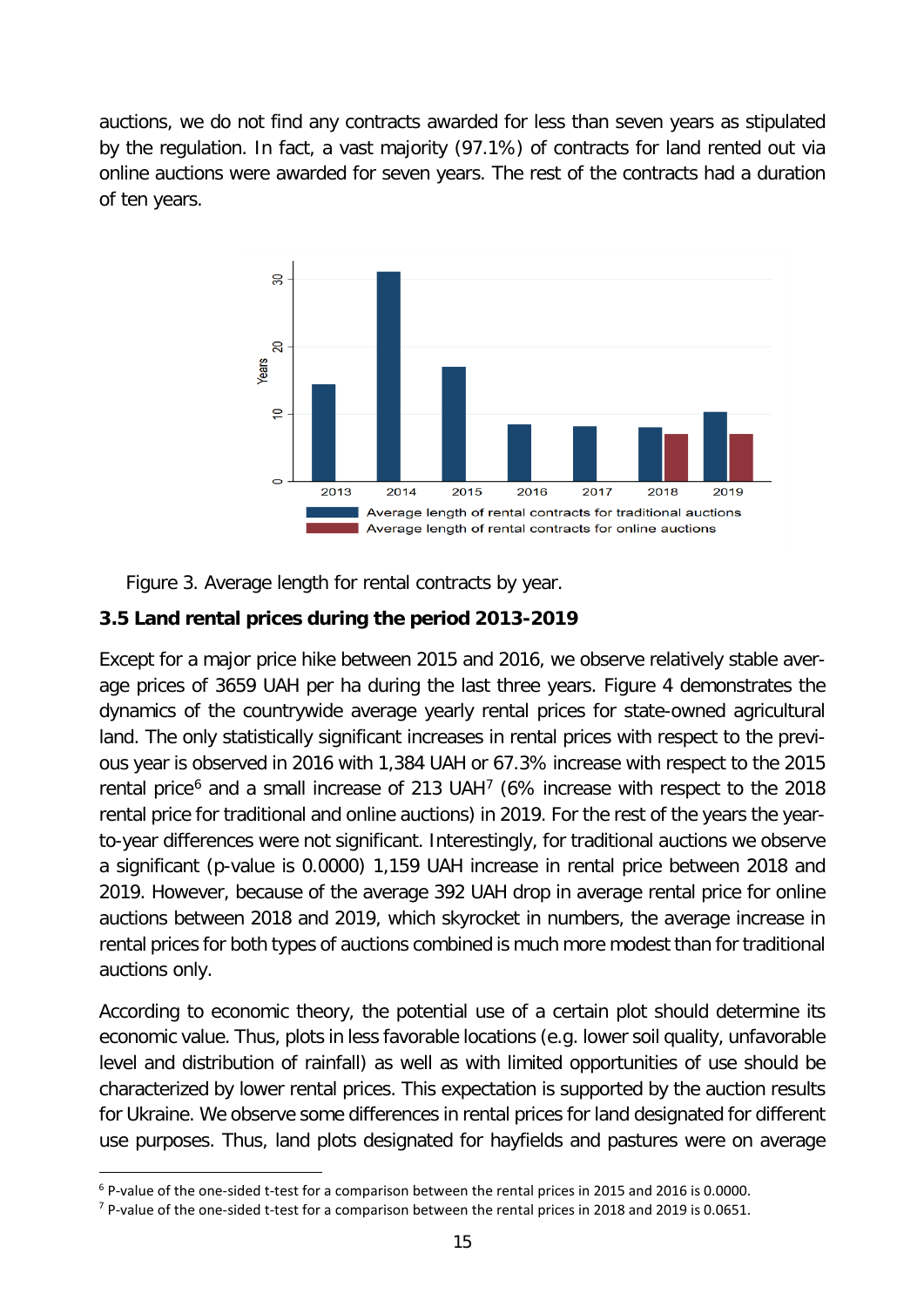auctions, we do not find any contracts awarded for less than seven years as stipulated by the regulation. In fact, a vast majority (97.1%) of contracts for land rented out via online auctions were awarded for seven years. The rest of the contracts had a duration of ten years.

Figure 3. Average length for rental contracts by year.

### 3.5 Land rental prices during the period 2013-2019

Except for a major price hike between 2015 and 2016, we observe relatively stable average prices of 3659 UAH per ha during the last three years. Figure 4 demonstrates the dynamics of the countrywide average yearly rental prices for state-owned agricultural land. The only statistically significant increases in rental prices with respect to the previous year is observed in 2016 with 1,384 UAH or 67.3% increase with respect to the 2015 rental price[6] and a small increase of 213 UAH[7] (6% increase with respect to the 2018 rental price for traditional and online auctions) in 2019. For the rest of the years the year-to-year differences were not significant. Interestingly, for traditional auctions we observe a significant (p-value is 0.0000) 1,159 UAH increase in rental price between 2018 and 2019. However, because of the average 392 UAH drop in average rental price for online auctions between 2018 and 2019, which skyrocket in numbers, the average increase in rental prices for both types of auctions combined is much more modest than for traditional auctions only.

According to economic theory, the potential use of a certain plot should determine its economic value. Thus, plots in less favorable locations (e.g. lower soil quality, unfavorable level and distribution of rainfall) as well as with limited opportunities of use should be characterized by lower rental prices. This expectation is supported by the auction results for Ukraine. We observe some differences in rental prices for land designated for different use purposes. Thus, land plots designated for hayfields and pastures were on average

[6] P-value of the one-sided t-test for a comparison between the rental prices in 2015 and 2016 is 0.0000.

[7] P-value of the one-sided t-test for a comparison between the rental prices in 2018 and 2019 is 0.0651.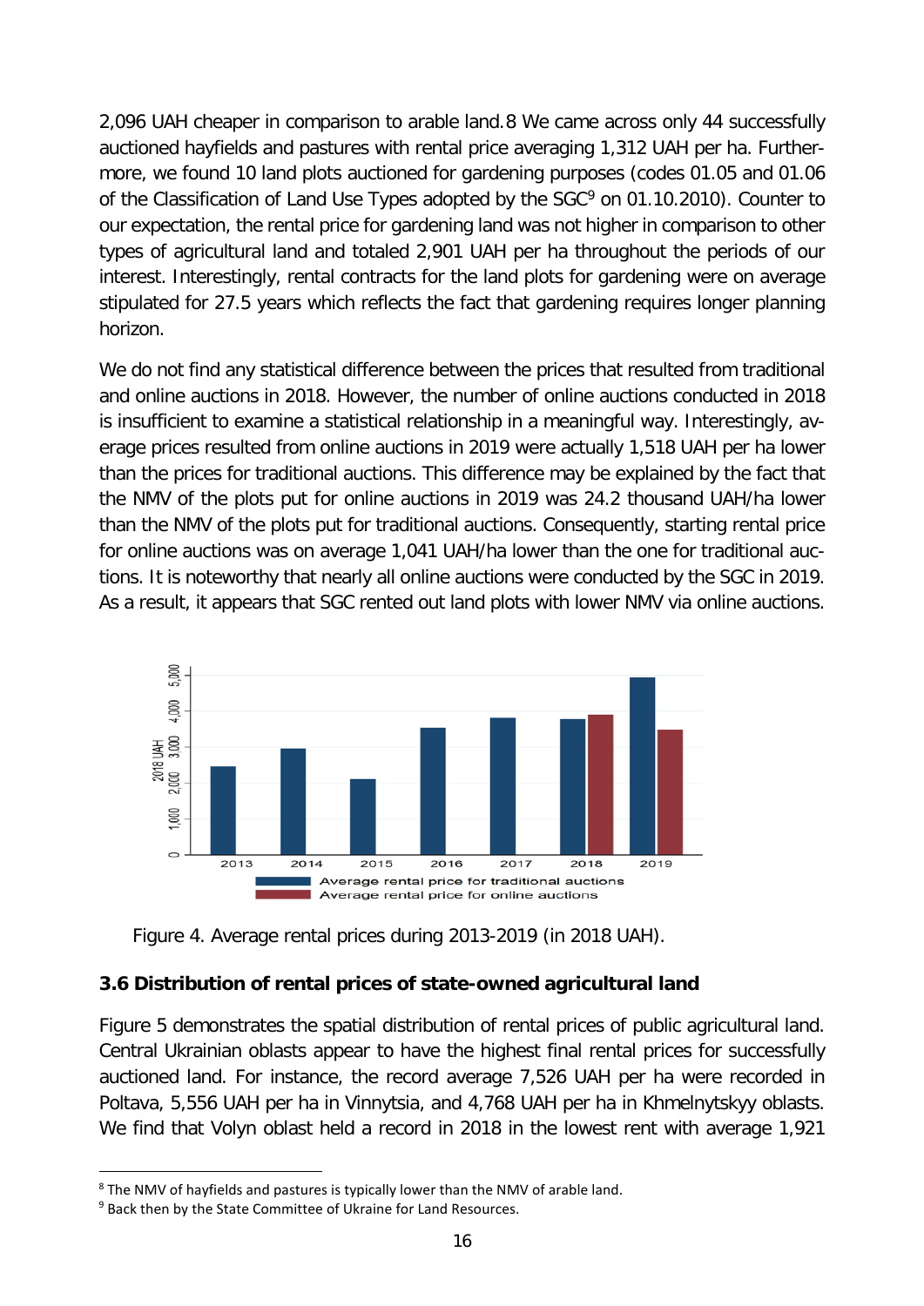2,096 UAH cheaper in comparison to arable land.8 We came across only 44 successfully auctioned hayfields and pastures with rental price averaging 1,312 UAH per ha. Furthermore, we found 10 land plots auctioned for gardening purposes (codes 01.05 and 01.06 of the Classification of Land Use Types adopted by the SGC[9] on 01.10.2010). Counter to our expectation, the rental price for gardening land was not higher in comparison to other types of agricultural land and totaled 2,901 UAH per ha throughout the periods of our interest. Interestingly, rental contracts for the land plots for gardening were on average stipulated for 27.5 years which reflects the fact that gardening requires longer planning horizon.

We do not find any statistical difference between the prices that resulted from traditional and online auctions in 2018. However, the number of online auctions conducted in 2018 is insufficient to examine a statistical relationship in a meaningful way. Interestingly, average prices resulted from online auctions in 2019 were actually 1,518 UAH per ha lower than the prices for traditional auctions. This difference may be explained by the fact that the NMV of the plots put for online auctions in 2019 was 24.2 thousand UAH/ha lower than the NMV of the plots put for traditional auctions. Consequently, starting rental price for online auctions was on average 1,041 UAH/ha lower than the one for traditional auctions. It is noteworthy that nearly all online auctions were conducted by the SGC in 2019. As a result, it appears that SGC rented out land plots with lower NMV via online auctions.

Figure 4. Average rental prices during 2013-2019 (in 2018 UAH).

### 3.6 Distribution of rental prices of state-owned agricultural land

Figure 5 demonstrates the spatial distribution of rental prices of public agricultural land. Central Ukrainian oblasts appear to have the highest final rental prices for successfully auctioned land. For instance, the record average 7,526 UAH per ha were recorded in Poltava, 5,556 UAH per ha in Vinnytsia, and 4,768 UAH per ha in Khmelnytskyy oblasts. We find that Volyn oblast held a record in 2018 in the lowest rent with average 1,921

---

[8] The NMV of hayfields and pastures is typically lower than the NMV of arable land.

[9] Back then by the State Committee of Ukraine for Land Resources.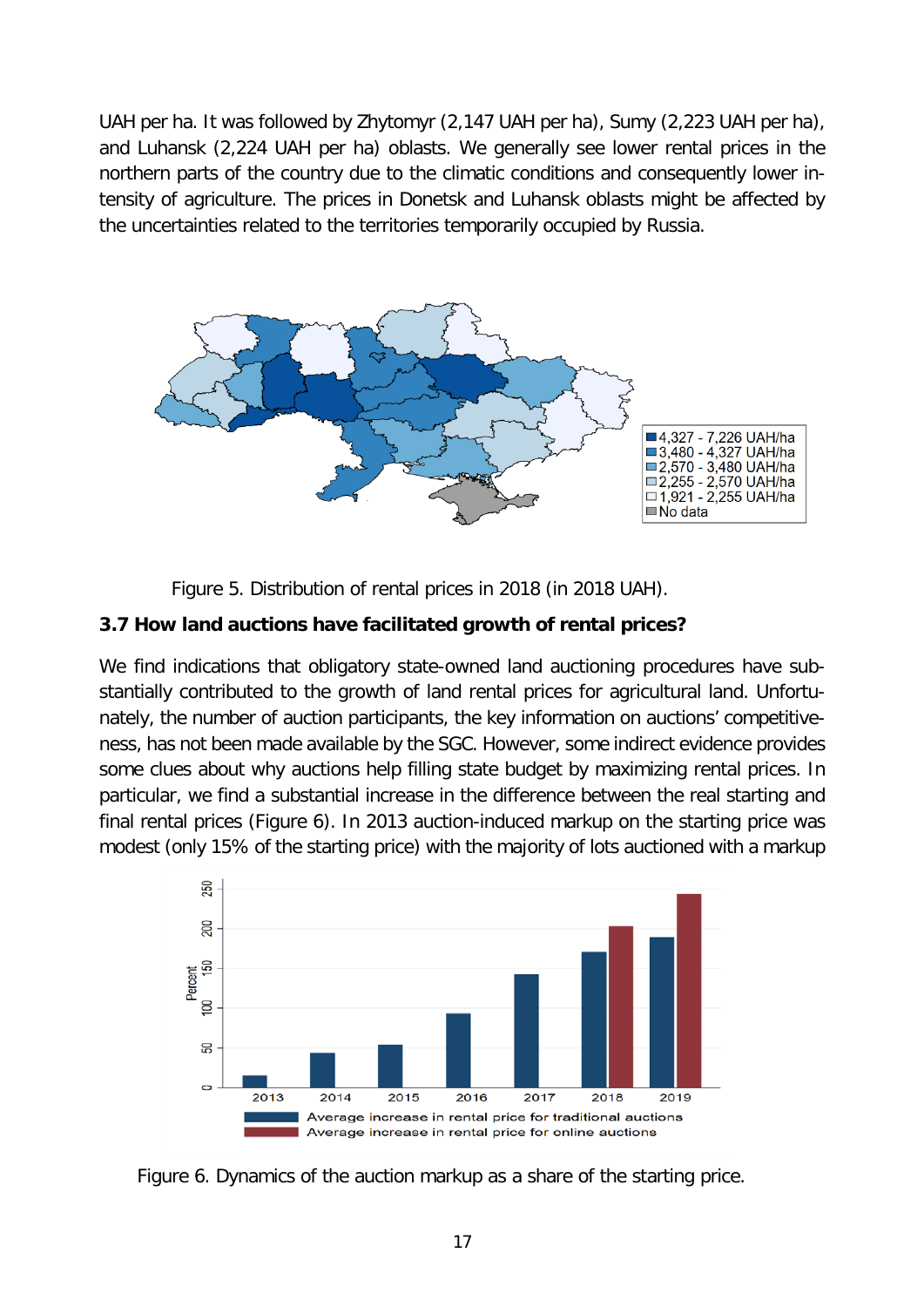UAH per ha. It was followed by Zhytomyr (2,147 UAH per ha), Sumy (2,223 UAH per ha), and Luhansk (2,224 UAH per ha) oblasts. We generally see lower rental prices in the northern parts of the country due to the climatic conditions and consequently lower intensity of agriculture. The prices in Donetsk and Luhansk oblasts might be affected by the uncertainties related to the territories temporarily occupied by Russia.

Figure 5. Distribution of rental prices in 2018 (in 2018 UAH).

### 3.7 How land auctions have facilitated growth of rental prices?

We find indications that obligatory state-owned land auctioning procedures have substantially contributed to the growth of land rental prices for agricultural land. Unfortunately, the number of auction participants, the key information on auctions' competitiveness, has not been made available by the SGC. However, some indirect evidence provides some clues about why auctions help filling state budget by maximizing rental prices. In particular, we find a substantial increase in the difference between the real starting and final rental prices (Figure 6). In 2013 auction-induced markup on the starting price was modest (only 15% of the starting price) with the majority of lots auctioned with a markup

Figure 6. Dynamics of the auction markup as a share of the starting price.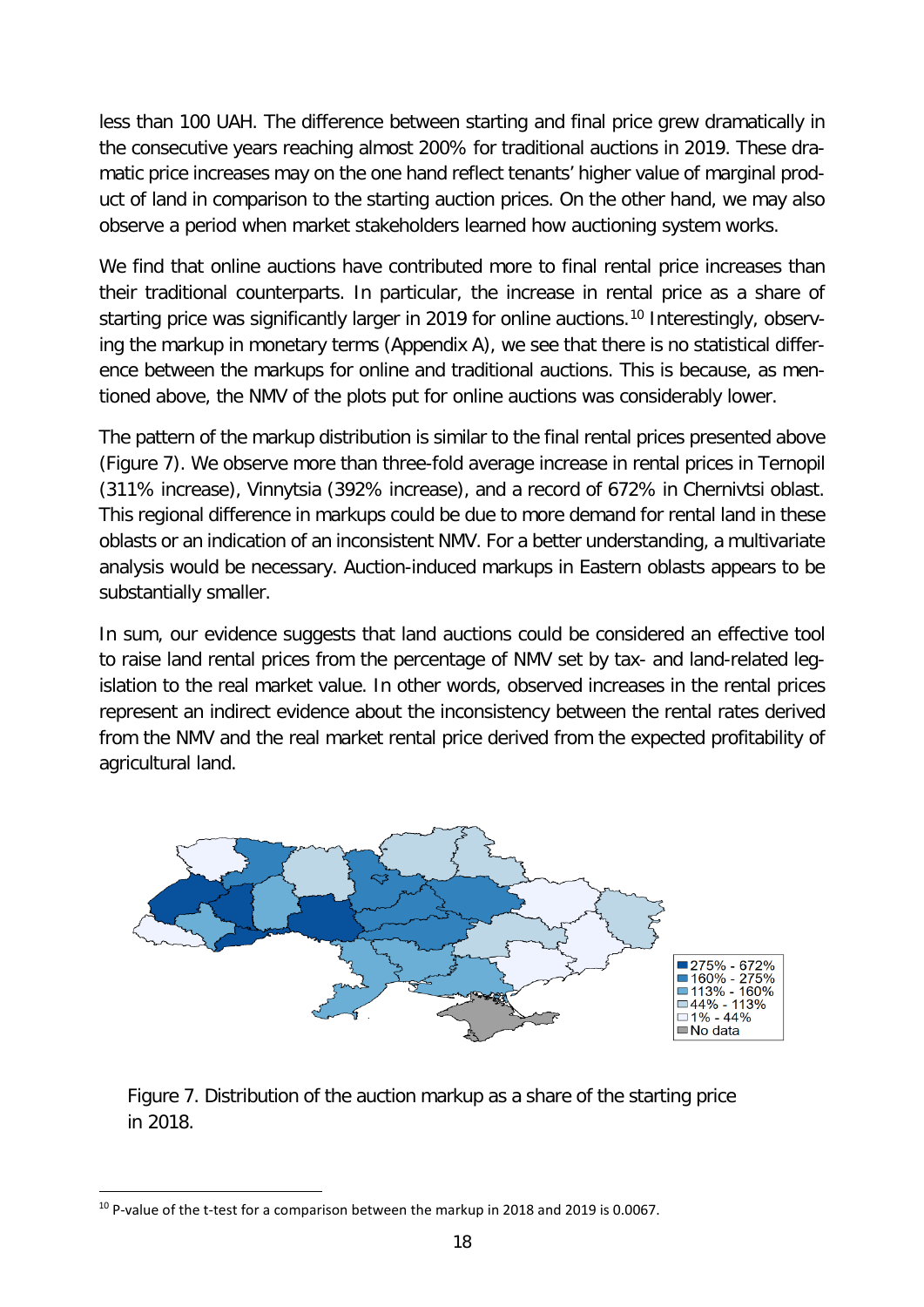less than 100 UAH. The difference between starting and final price grew dramatically in the consecutive years reaching almost 200% for traditional auctions in 2019. These dramatic price increases may on the one hand reflect tenants' higher value of marginal product of land in comparison to the starting auction prices. On the other hand, we may also observe a period when market stakeholders learned how auctioning system works.

We find that online auctions have contributed more to final rental price increases than their traditional counterparts. In particular, the increase in rental price as a share of starting price was significantly larger in 2019 for online auctions.[10] Interestingly, observing the markup in monetary terms (Appendix A), we see that there is no statistical difference between the markups for online and traditional auctions. This is because, as mentioned above, the NMV of the plots put for online auctions was considerably lower.

The pattern of the markup distribution is similar to the final rental prices presented above (Figure 7). We observe more than three-fold average increase in rental prices in Ternopil (311% increase), Vinnytsia (392% increase), and a record of 672% in Chernivtsi oblast. This regional difference in markups could be due to more demand for rental land in these oblasts or an indication of an inconsistent NMV. For a better understanding, a multivariate analysis would be necessary. Auction-induced markups in Eastern oblasts appears to be substantially smaller.

In sum, our evidence suggests that land auctions could be considered an effective tool to raise land rental prices from the percentage of NMV set by tax- and land-related legislation to the real market value. In other words, observed increases in the rental prices represent an indirect evidence about the inconsistency between the rental rates derived from the NMV and the real market rental price derived from the expected profitability of agricultural land.

275% - 672%
160% - 275%
113% - 160%
44% - 113%
1% - 44%
No data

Figure 7. Distribution of the auction markup as a share of the starting price in 2018.

[10] P-value of the t-test for a comparison between the markup in 2018 and 2019 is 0.0067.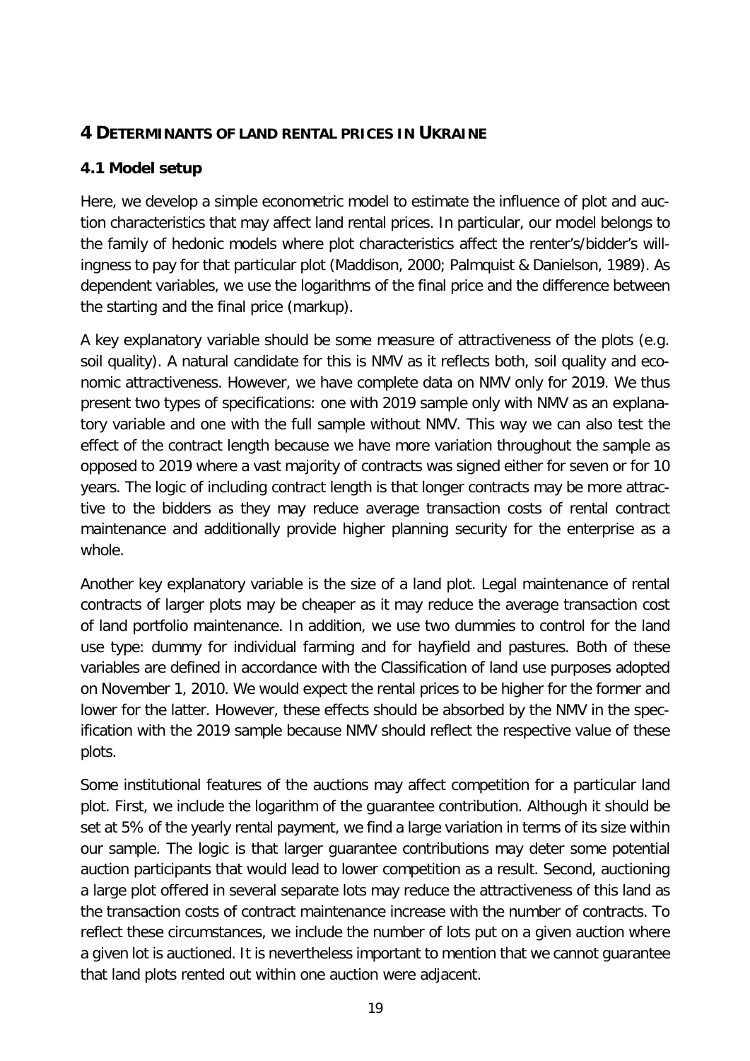## 4 DETERMINANTS OF LAND RENTAL PRICES IN UKRAINE

### 4.1 Model setup

Here, we develop a simple econometric model to estimate the influence of plot and auction characteristics that may affect land rental prices. In particular, our model belongs to the family of hedonic models where plot characteristics affect the renter's/bidder's willingness to pay for that particular plot (Maddison, 2000; Palmquist & Danielson, 1989). As dependent variables, we use the logarithms of the final price and the difference between the starting and the final price (markup).

A key explanatory variable should be some measure of attractiveness of the plots (e.g. soil quality). A natural candidate for this is NMV as it reflects both, soil quality and economic attractiveness. However, we have complete data on NMV only for 2019. We thus present two types of specifications: one with 2019 sample only with NMV as an explanatory variable and one with the full sample without NMV. This way we can also test the effect of the contract length because we have more variation throughout the sample as opposed to 2019 where a vast majority of contracts was signed either for seven or for 10 years. The logic of including contract length is that longer contracts may be more attractive to the bidders as they may reduce average transaction costs of rental contract maintenance and additionally provide higher planning security for the enterprise as a whole.

Another key explanatory variable is the size of a land plot. Legal maintenance of rental contracts of larger plots may be cheaper as it may reduce the average transaction cost of land portfolio maintenance. In addition, we use two dummies to control for the land use type: dummy for individual farming and for hayfield and pastures. Both of these variables are defined in accordance with the Classification of land use purposes adopted on November 1, 2010. We would expect the rental prices to be higher for the former and lower for the latter. However, these effects should be absorbed by the NMV in the specification with the 2019 sample because NMV should reflect the respective value of these plots.

Some institutional features of the auctions may affect competition for a particular land plot. First, we include the logarithm of the guarantee contribution. Although it should be set at 5% of the yearly rental payment, we find a large variation in terms of its size within our sample. The logic is that larger guarantee contributions may deter some potential auction participants that would lead to lower competition as a result. Second, auctioning a large plot offered in several separate lots may reduce the attractiveness of this land as the transaction costs of contract maintenance increase with the number of contracts. To reflect these circumstances, we include the number of lots put on a given auction where a given lot is auctioned. It is nevertheless important to mention that we cannot guarantee that land plots rented out within one auction were adjacent.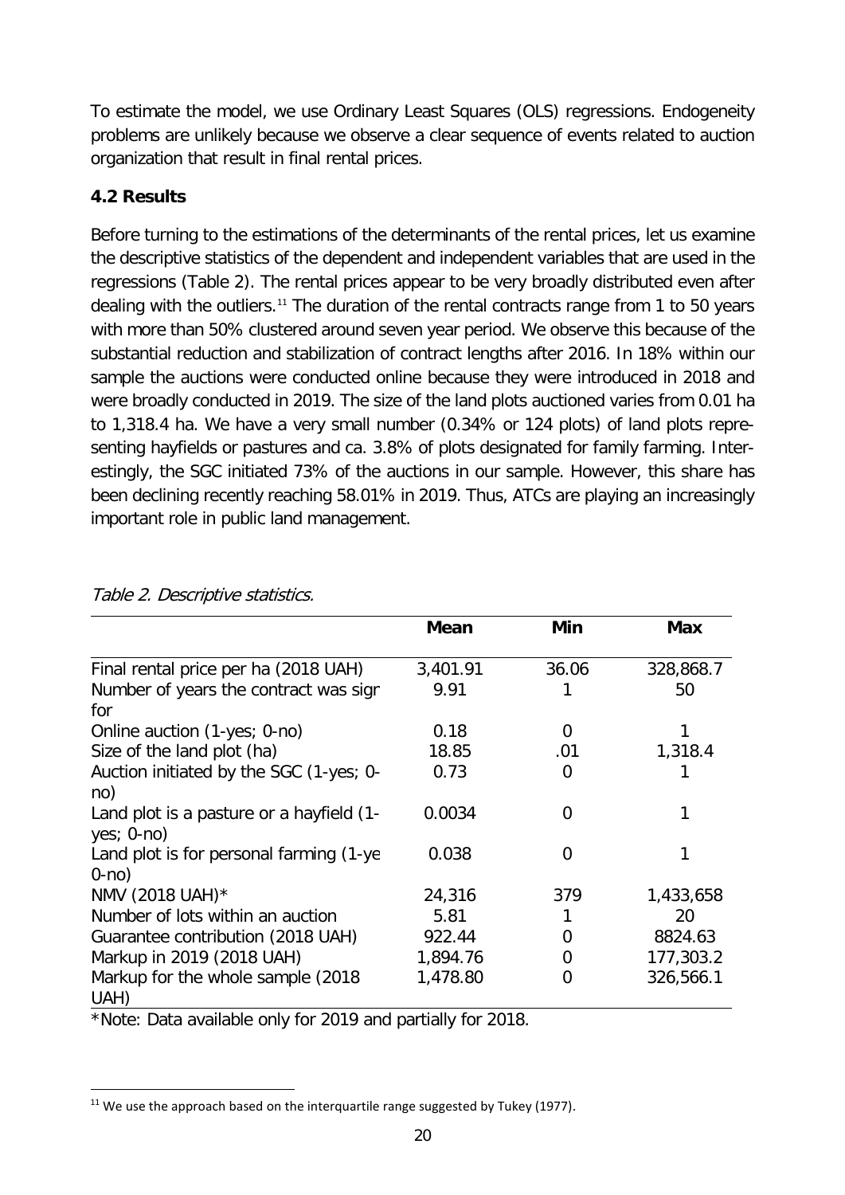To estimate the model, we use Ordinary Least Squares (OLS) regressions. Endogeneity problems are unlikely because we observe a clear sequence of events related to auction organization that result in final rental prices.

### 4.2 Results

Before turning to the estimations of the determinants of the rental prices, let us examine the descriptive statistics of the dependent and independent variables that are used in the regressions (Table 2). The rental prices appear to be very broadly distributed even after dealing with the outliers.[11] The duration of the rental contracts range from 1 to 50 years with more than 50% clustered around seven year period. We observe this because of the substantial reduction and stabilization of contract lengths after 2016. In 18% within our sample the auctions were conducted online because they were introduced in 2018 and were broadly conducted in 2019. The size of the land plots auctioned varies from 0.01 ha to 1,318.4 ha. We have a very small number (0.34% or 124 plots) of land plots representing hayfields or pastures and ca. 3.8% of plots designated for family farming. Interestingly, the SGC initiated 73% of the auctions in our sample. However, this share has been declining recently reaching 58.01% in 2019. Thus, ATCs are playing an increasingly important role in public land management.

*Table 2. Descriptive statistics.*

| | Mean | Min | Max |
|---|---|---|---|
| Final rental price per ha (2018 UAH) | 3,401.91 | 36.06 | 328,868.7 |
| Number of years the contract was sigr for | 9.91 | 1 | 50 |
| Online auction (1-yes; 0-no) | 0.18 | 0 | 1 |
| Size of the land plot (ha) | 18.85 | .01 | 1,318.4 |
| Auction initiated by the SGC (1-yes; 0-no) | 0.73 | 0 | 1 |
| Land plot is a pasture or a hayfield (1-yes; 0-no) | 0.0034 | 0 | 1 |
| Land plot is for personal farming (1-ye 0-no) | 0.038 | 0 | 1 |
| NMV (2018 UAH)* | 24,316 | 379 | 1,433,658 |
| Number of lots within an auction | 5.81 | 1 | 20 |
| Guarantee contribution (2018 UAH) | 922.44 | 0 | 8824.63 |
| Markup in 2019 (2018 UAH) | 1,894.76 | 0 | 177,303.2 |
| Markup for the whole sample (2018 UAH) | 1,478.80 | 0 | 326,566.1 |

*Note: Data available only for 2019 and partially for 2018.

[11] We use the approach based on the interquartile range suggested by Tukey (1977).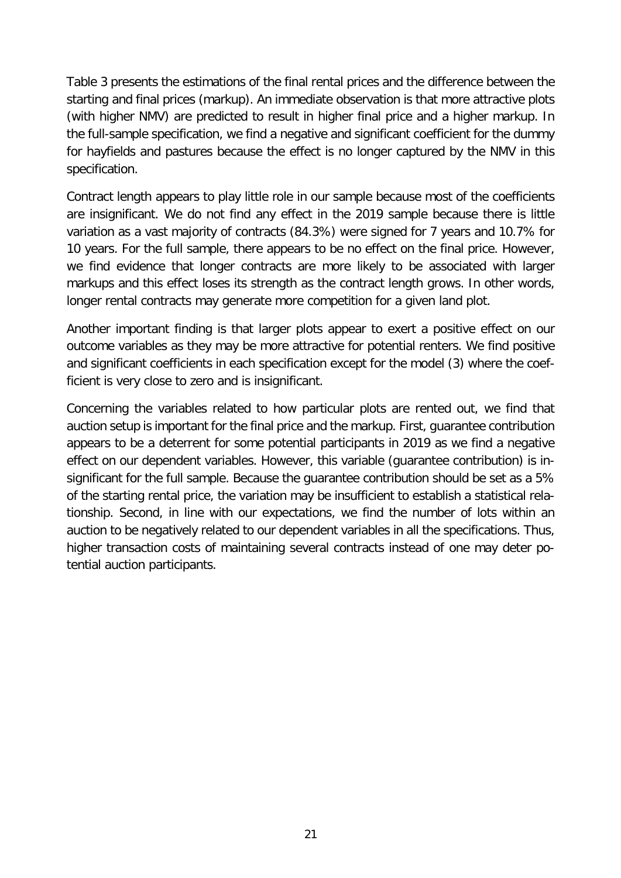Table 3 presents the estimations of the final rental prices and the difference between the starting and final prices (markup). An immediate observation is that more attractive plots (with higher NMV) are predicted to result in higher final price and a higher markup. In the full-sample specification, we find a negative and significant coefficient for the dummy for hayfields and pastures because the effect is no longer captured by the NMV in this specification.

Contract length appears to play little role in our sample because most of the coefficients are insignificant. We do not find any effect in the 2019 sample because there is little variation as a vast majority of contracts (84.3%) were signed for 7 years and 10.7% for 10 years. For the full sample, there appears to be no effect on the final price. However, we find evidence that longer contracts are more likely to be associated with larger markups and this effect loses its strength as the contract length grows. In other words, longer rental contracts may generate more competition for a given land plot.

Another important finding is that larger plots appear to exert a positive effect on our outcome variables as they may be more attractive for potential renters. We find positive and significant coefficients in each specification except for the model (3) where the coefficient is very close to zero and is insignificant.

Concerning the variables related to how particular plots are rented out, we find that auction setup is important for the final price and the markup. First, guarantee contribution appears to be a deterrent for some potential participants in 2019 as we find a negative effect on our dependent variables. However, this variable (guarantee contribution) is insignificant for the full sample. Because the guarantee contribution should be set as a 5% of the starting rental price, the variation may be insufficient to establish a statistical relationship. Second, in line with our expectations, we find the number of lots within an auction to be negatively related to our dependent variables in all the specifications. Thus, higher transaction costs of maintaining several contracts instead of one may deter potential auction participants.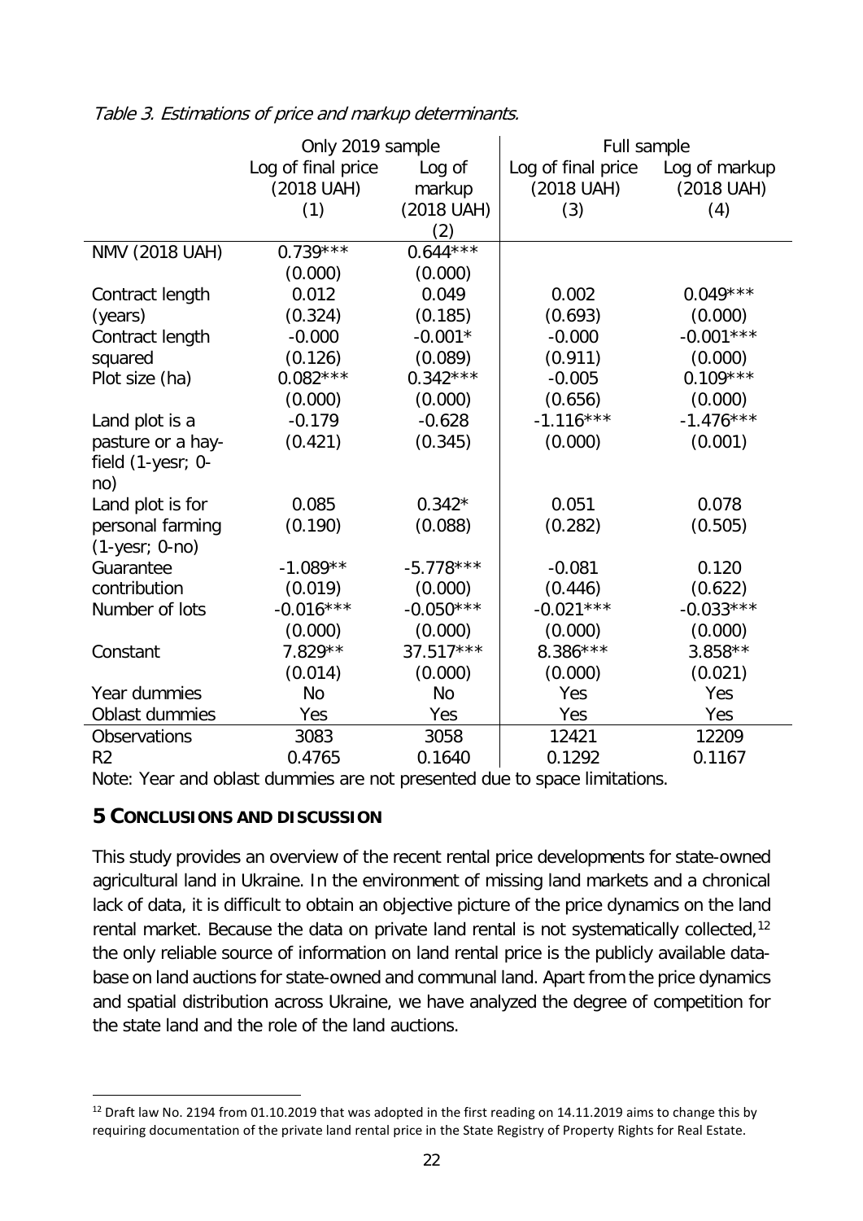*Table 3. Estimations of price and markup determinants.*

| | Only 2019 sample | | Full sample | |
|---|---|---|---|---|
| | Log of final price (2018 UAH) (1) | Log of markup (2018 UAH) (2) | Log of final price (2018 UAH) (3) | Log of markup (2018 UAH) (4) |
| NMV (2018 UAH) | 0.739*** | 0.644*** | | |
| | (0.000) | (0.000) | | |
| Contract length (years) | 0.012 | 0.049 | 0.002 | 0.049*** |
| | (0.324) | (0.185) | (0.693) | (0.000) |
| Contract length squared | -0.000 | -0.001* | -0.000 | -0.001*** |
| | (0.126) | (0.089) | (0.911) | (0.000) |
| Plot size (ha) | 0.082*** | 0.342*** | -0.005 | 0.109*** |
| | (0.000) | (0.000) | (0.656) | (0.000) |
| Land plot is a pasture or a hay-field (1-yesr; 0-no) | -0.179 | -0.628 | -1.116*** | -1.476*** |
| | (0.421) | (0.345) | (0.000) | (0.001) |
| Land plot is for personal farming (1-yesr; 0-no) | 0.085 | 0.342* | 0.051 | 0.078 |
| | (0.190) | (0.088) | (0.282) | (0.505) |
| Guarantee contribution | -1.089** | -5.778*** | -0.081 | 0.120 |
| | (0.019) | (0.000) | (0.446) | (0.622) |
| Number of lots | -0.016*** | -0.050*** | -0.021*** | -0.033*** |
| | (0.000) | (0.000) | (0.000) | (0.000) |
| Constant | 7.829** | 37.517*** | 8.386*** | 3.858** |
| | (0.014) | (0.000) | (0.000) | (0.021) |
| Year dummies | No | No | Yes | Yes |
| Oblast dummies | Yes | Yes | Yes | Yes |
| Observations | 3083 | 3058 | 12421 | 12209 |
| R2 | 0.4765 | 0.1640 | 0.1292 | 0.1167 |

Note: Year and oblast dummies are not presented due to space limitations.

## 5 CONCLUSIONS AND DISCUSSION

This study provides an overview of the recent rental price developments for state-owned agricultural land in Ukraine. In the environment of missing land markets and a chronical lack of data, it is difficult to obtain an objective picture of the price dynamics on the land rental market. Because the data on private land rental is not systematically collected,[12] the only reliable source of information on land rental price is the publicly available data-base on land auctions for state-owned and communal land. Apart from the price dynamics and spatial distribution across Ukraine, we have analyzed the degree of competition for the state land and the role of the land auctions.

[12] Draft law No. 2194 from 01.10.2019 that was adopted in the first reading on 14.11.2019 aims to change this by requiring documentation of the private land rental price in the State Registry of Property Rights for Real Estate.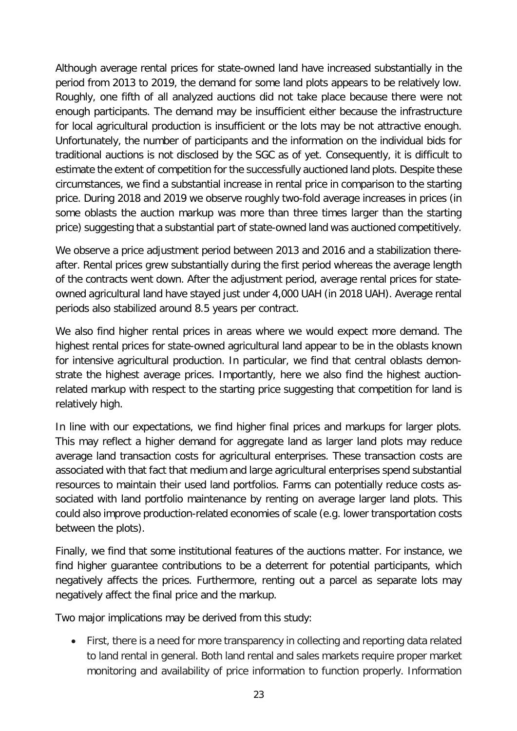Although average rental prices for state-owned land have increased substantially in the period from 2013 to 2019, the demand for some land plots appears to be relatively low. Roughly, one fifth of all analyzed auctions did not take place because there were not enough participants. The demand may be insufficient either because the infrastructure for local agricultural production is insufficient or the lots may be not attractive enough. Unfortunately, the number of participants and the information on the individual bids for traditional auctions is not disclosed by the SGC as of yet. Consequently, it is difficult to estimate the extent of competition for the successfully auctioned land plots. Despite these circumstances, we find a substantial increase in rental price in comparison to the starting price. During 2018 and 2019 we observe roughly two-fold average increases in prices (in some oblasts the auction markup was more than three times larger than the starting price) suggesting that a substantial part of state-owned land was auctioned competitively.

We observe a price adjustment period between 2013 and 2016 and a stabilization thereafter. Rental prices grew substantially during the first period whereas the average length of the contracts went down. After the adjustment period, average rental prices for state-owned agricultural land have stayed just under 4,000 UAH (in 2018 UAH). Average rental periods also stabilized around 8.5 years per contract.

We also find higher rental prices in areas where we would expect more demand. The highest rental prices for state-owned agricultural land appear to be in the oblasts known for intensive agricultural production. In particular, we find that central oblasts demonstrate the highest average prices. Importantly, here we also find the highest auction-related markup with respect to the starting price suggesting that competition for land is relatively high.

In line with our expectations, we find higher final prices and markups for larger plots. This may reflect a higher demand for aggregate land as larger land plots may reduce average land transaction costs for agricultural enterprises. These transaction costs are associated with that fact that medium and large agricultural enterprises spend substantial resources to maintain their used land portfolios. Farms can potentially reduce costs associated with land portfolio maintenance by renting on average larger land plots. This could also improve production-related economies of scale (e.g. lower transportation costs between the plots).

Finally, we find that some institutional features of the auctions matter. For instance, we find higher guarantee contributions to be a deterrent for potential participants, which negatively affects the prices. Furthermore, renting out a parcel as separate lots may negatively affect the final price and the markup.

Two major implications may be derived from this study:

- First, there is a need for more transparency in collecting and reporting data related to land rental in general. Both land rental and sales markets require proper market monitoring and availability of price information to function properly. Information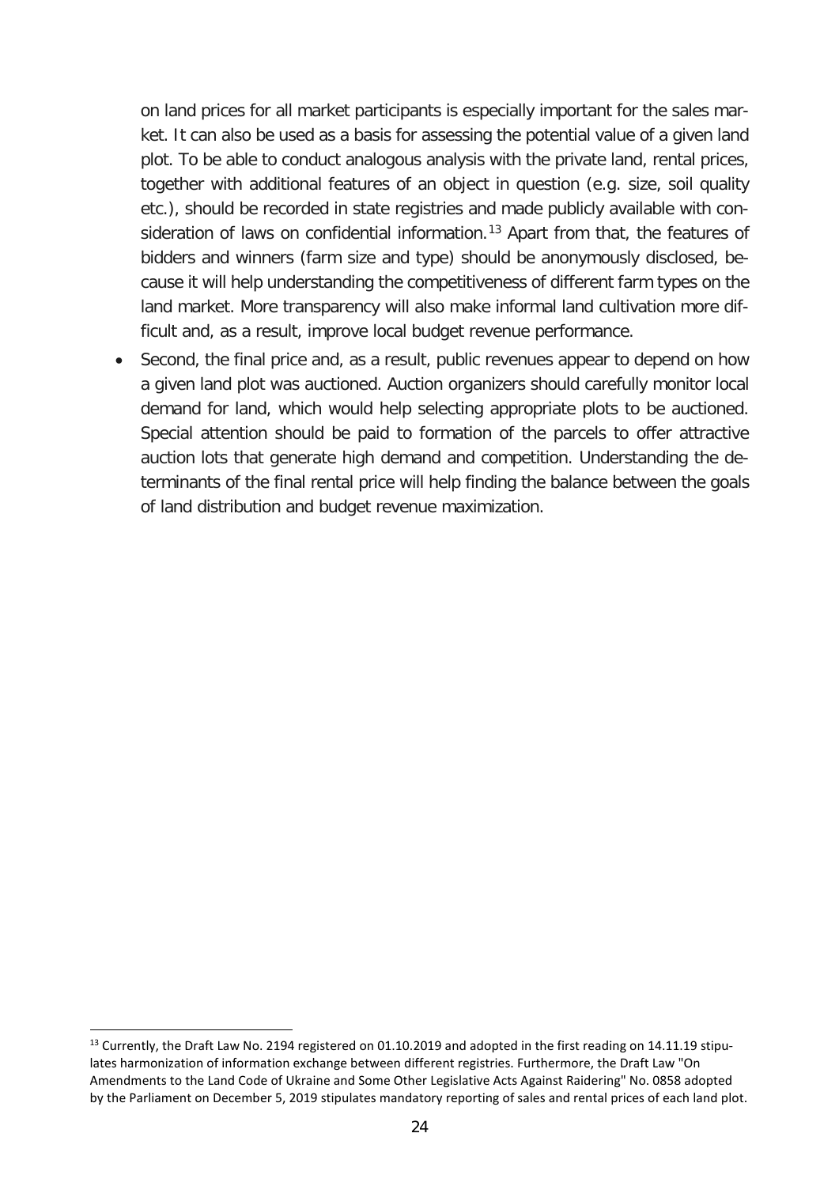on land prices for all market participants is especially important for the sales market. It can also be used as a basis for assessing the potential value of a given land plot. To be able to conduct analogous analysis with the private land, rental prices, together with additional features of an object in question (e.g. size, soil quality etc.), should be recorded in state registries and made publicly available with consideration of laws on confidential information.[13] Apart from that, the features of bidders and winners (farm size and type) should be anonymously disclosed, because it will help understanding the competitiveness of different farm types on the land market. More transparency will also make informal land cultivation more difficult and, as a result, improve local budget revenue performance.

- Second, the final price and, as a result, public revenues appear to depend on how a given land plot was auctioned. Auction organizers should carefully monitor local demand for land, which would help selecting appropriate plots to be auctioned. Special attention should be paid to formation of the parcels to offer attractive auction lots that generate high demand and competition. Understanding the determinants of the final rental price will help finding the balance between the goals of land distribution and budget revenue maximization.

[13] Currently, the Draft Law No. 2194 registered on 01.10.2019 and adopted in the first reading on 14.11.19 stipulates harmonization of information exchange between different registries. Furthermore, the Draft Law "On Amendments to the Land Code of Ukraine and Some Other Legislative Acts Against Raidering" No. 0858 adopted by the Parliament on December 5, 2019 stipulates mandatory reporting of sales and rental prices of each land plot.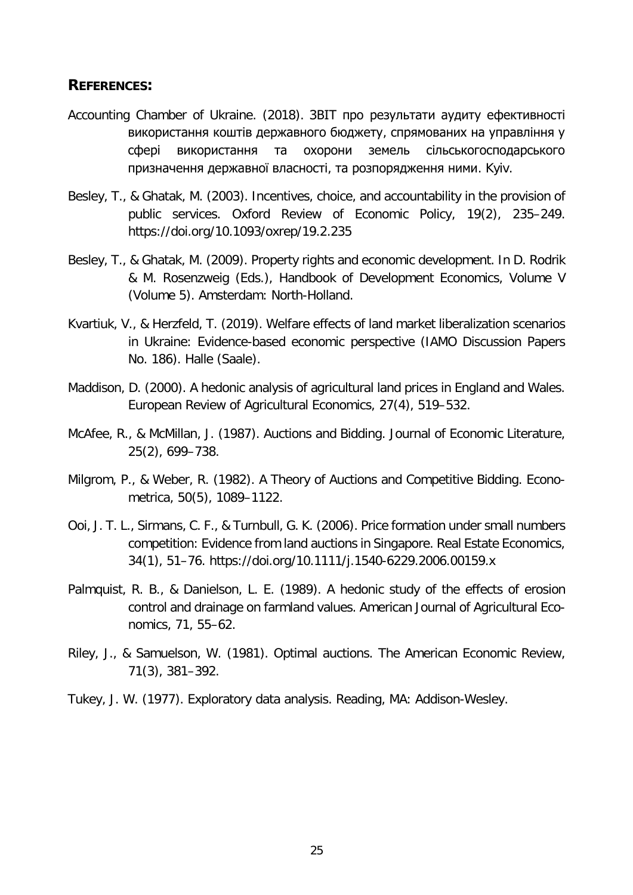## REFERENCES:

Accounting Chamber of Ukraine. (2018). ЗВІТ про результати аудиту ефективності використання коштів державного бюджету, спрямованих на управління у сфері використання та охорони земель сільськогосподарського призначення державної власності, та розпорядження ними. Kyiv.

Besley, T., & Ghatak, M. (2003). Incentives, choice, and accountability in the provision of public services. Oxford Review of Economic Policy, 19(2), 235–249. https://doi.org/10.1093/oxrep/19.2.235

Besley, T., & Ghatak, M. (2009). Property rights and economic development. In D. Rodrik & M. Rosenzweig (Eds.), Handbook of Development Economics, Volume V (Volume 5). Amsterdam: North-Holland.

Kvartiuk, V., & Herzfeld, T. (2019). Welfare effects of land market liberalization scenarios in Ukraine: Evidence-based economic perspective (IAMO Discussion Papers No. 186). Halle (Saale).

Maddison, D. (2000). A hedonic analysis of agricultural land prices in England and Wales. European Review of Agricultural Economics, 27(4), 519–532.

McAfee, R., & McMillan, J. (1987). Auctions and Bidding. Journal of Economic Literature, 25(2), 699–738.

Milgrom, P., & Weber, R. (1982). A Theory of Auctions and Competitive Bidding. Econometrica, 50(5), 1089–1122.

Ooi, J. T. L., Sirmans, C. F., & Turnbull, G. K. (2006). Price formation under small numbers competition: Evidence from land auctions in Singapore. Real Estate Economics, 34(1), 51–76. https://doi.org/10.1111/j.1540-6229.2006.00159.x

Palmquist, R. B., & Danielson, L. E. (1989). A hedonic study of the effects of erosion control and drainage on farmland values. American Journal of Agricultural Economics, 71, 55–62.

Riley, J., & Samuelson, W. (1981). Optimal auctions. The American Economic Review, 71(3), 381–392.

Tukey, J. W. (1977). Exploratory data analysis. Reading, MA: Addison-Wesley.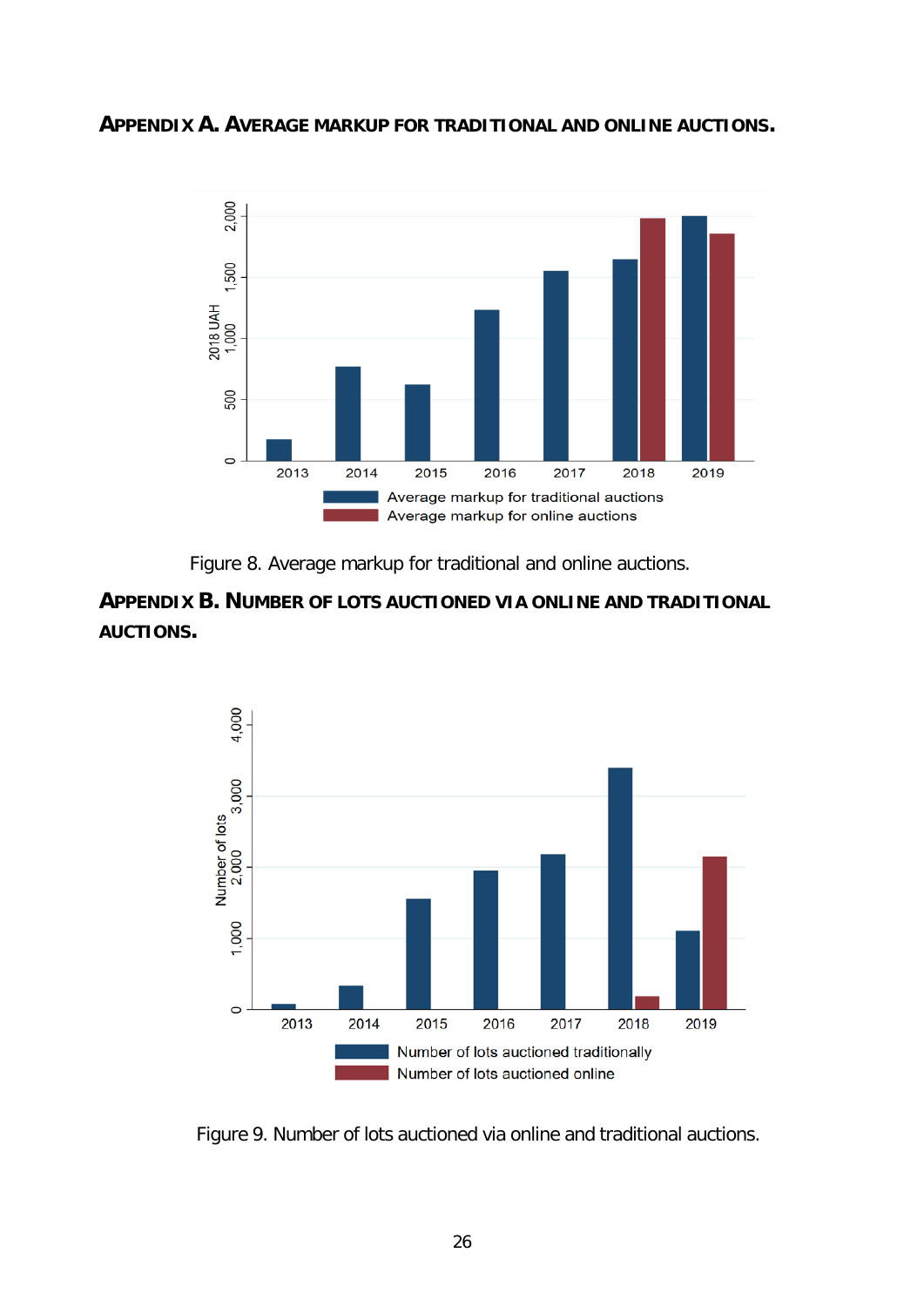## Appendix A. Average markup for traditional and online auctions.

2018 UAH

0
500
1,000
1,500
2,000

2013
2014
2015
2016
2017
2018
2019

Average markup for traditional auctions
Average markup for online auctions

Figure 8. Average markup for traditional and online auctions.

## Appendix B. Number of lots auctioned via online and traditional auctions.

Number of lots

0
1,000
2,000
3,000
4,000

2013
2014
2015
2016
2017
2018
2019

Number of lots auctioned traditionally
Number of lots auctioned online

Figure 9. Number of lots auctioned via online and traditional auctions.